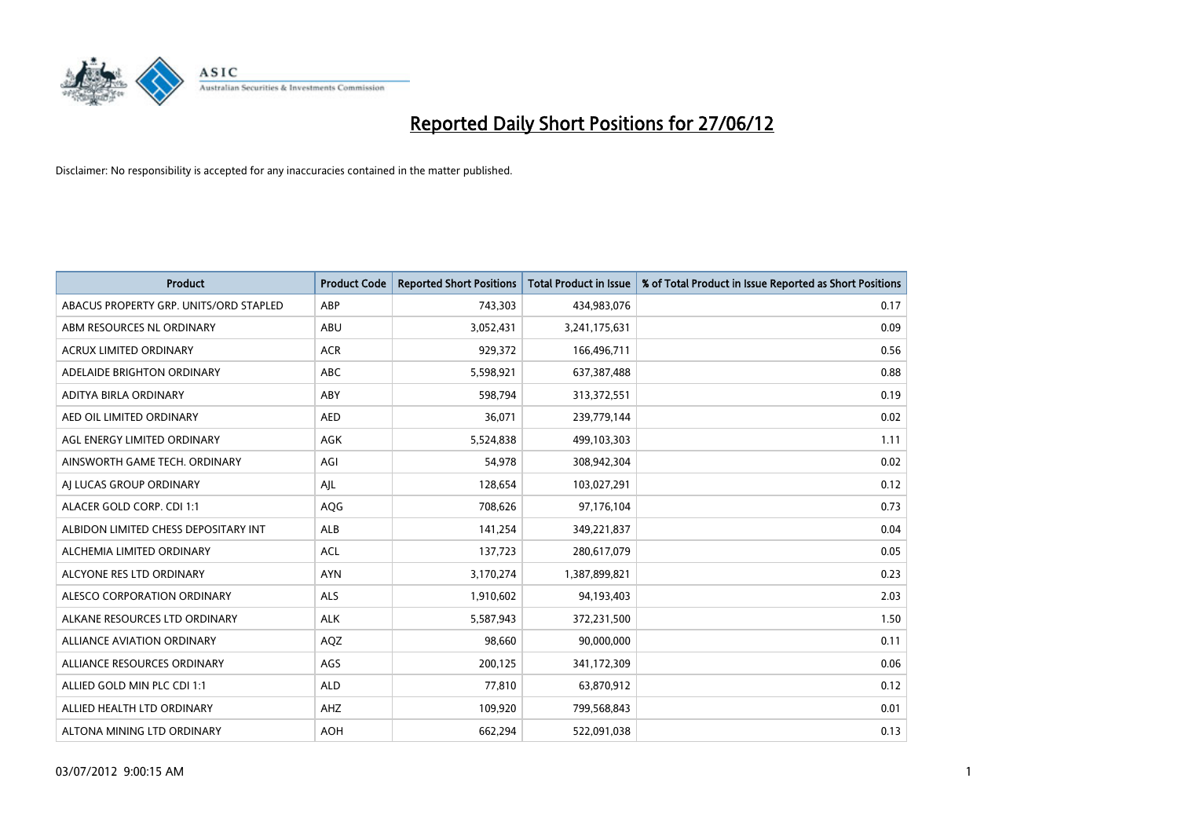# Reported Daily Short Positions for 27/06/12

Disclaimer: No responsibility is accepted for any inaccuracies contained in the matter published.

| Product | Product Code | Reported Short Positions | Total Product in Issue | % of Total Product in Issue Reported as Short Positions |
|---|---|---|---|---|
| ABACUS PROPERTY GRP. UNITS/ORD STAPLED | ABP | 743,303 | 434,983,076 | 0.17 |
| ABM RESOURCES NL ORDINARY | ABU | 3,052,431 | 3,241,175,631 | 0.09 |
| ACRUX LIMITED ORDINARY | ACR | 929,372 | 166,496,711 | 0.56 |
| ADELAIDE BRIGHTON ORDINARY | ABC | 5,598,921 | 637,387,488 | 0.88 |
| ADITYA BIRLA ORDINARY | ABY | 598,794 | 313,372,551 | 0.19 |
| AED OIL LIMITED ORDINARY | AED | 36,071 | 239,779,144 | 0.02 |
| AGL ENERGY LIMITED ORDINARY | AGK | 5,524,838 | 499,103,303 | 1.11 |
| AINSWORTH GAME TECH. ORDINARY | AGI | 54,978 | 308,942,304 | 0.02 |
| AJ LUCAS GROUP ORDINARY | AJL | 128,654 | 103,027,291 | 0.12 |
| ALACER GOLD CORP. CDI 1:1 | AQG | 708,626 | 97,176,104 | 0.73 |
| ALBIDON LIMITED CHESS DEPOSITARY INT | ALB | 141,254 | 349,221,837 | 0.04 |
| ALCHEMIA LIMITED ORDINARY | ACL | 137,723 | 280,617,079 | 0.05 |
| ALCYONE RES LTD ORDINARY | AYN | 3,170,274 | 1,387,899,821 | 0.23 |
| ALESCO CORPORATION ORDINARY | ALS | 1,910,602 | 94,193,403 | 2.03 |
| ALKANE RESOURCES LTD ORDINARY | ALK | 5,587,943 | 372,231,500 | 1.50 |
| ALLIANCE AVIATION ORDINARY | AQZ | 98,660 | 90,000,000 | 0.11 |
| ALLIANCE RESOURCES ORDINARY | AGS | 200,125 | 341,172,309 | 0.06 |
| ALLIED GOLD MIN PLC CDI 1:1 | ALD | 77,810 | 63,870,912 | 0.12 |
| ALLIED HEALTH LTD ORDINARY | AHZ | 109,920 | 799,568,843 | 0.01 |
| ALTONA MINING LTD ORDINARY | AOH | 662,294 | 522,091,038 | 0.13 |

03/07/2012 9:00:15 AM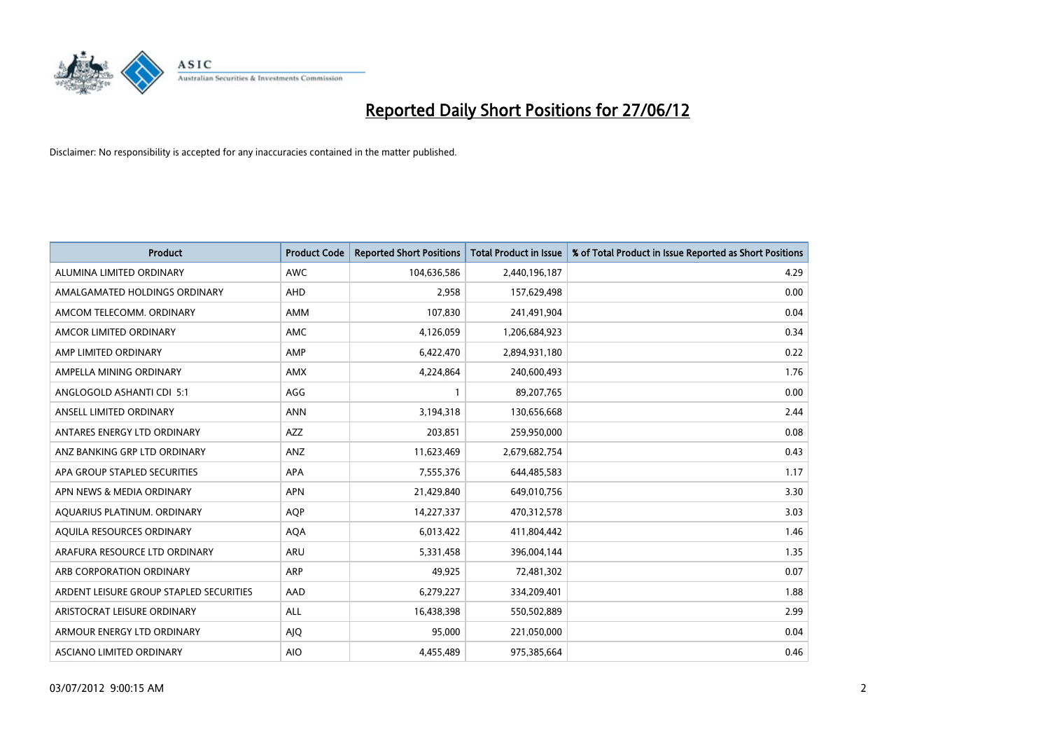# Reported Daily Short Positions for 27/06/12

Disclaimer: No responsibility is accepted for any inaccuracies contained in the matter published.

| Product | Product Code | Reported Short Positions | Total Product in Issue | % of Total Product in Issue Reported as Short Positions |
|---|---|---|---|---|
| ALUMINA LIMITED ORDINARY | AWC | 104,636,586 | 2,440,196,187 | 4.29 |
| AMALGAMATED HOLDINGS ORDINARY | AHD | 2,958 | 157,629,498 | 0.00 |
| AMCOM TELECOMM. ORDINARY | AMM | 107,830 | 241,491,904 | 0.04 |
| AMCOR LIMITED ORDINARY | AMC | 4,126,059 | 1,206,684,923 | 0.34 |
| AMP LIMITED ORDINARY | AMP | 6,422,470 | 2,894,931,180 | 0.22 |
| AMPELLA MINING ORDINARY | AMX | 4,224,864 | 240,600,493 | 1.76 |
| ANGLOGOLD ASHANTI CDI 5:1 | AGG | 1 | 89,207,765 | 0.00 |
| ANSELL LIMITED ORDINARY | ANN | 3,194,318 | 130,656,668 | 2.44 |
| ANTARES ENERGY LTD ORDINARY | AZZ | 203,851 | 259,950,000 | 0.08 |
| ANZ BANKING GRP LTD ORDINARY | ANZ | 11,623,469 | 2,679,682,754 | 0.43 |
| APA GROUP STAPLED SECURITIES | APA | 7,555,376 | 644,485,583 | 1.17 |
| APN NEWS & MEDIA ORDINARY | APN | 21,429,840 | 649,010,756 | 3.30 |
| AQUARIUS PLATINUM. ORDINARY | AQP | 14,227,337 | 470,312,578 | 3.03 |
| AQUILA RESOURCES ORDINARY | AQA | 6,013,422 | 411,804,442 | 1.46 |
| ARAFURA RESOURCE LTD ORDINARY | ARU | 5,331,458 | 396,004,144 | 1.35 |
| ARB CORPORATION ORDINARY | ARP | 49,925 | 72,481,302 | 0.07 |
| ARDENT LEISURE GROUP STAPLED SECURITIES | AAD | 6,279,227 | 334,209,401 | 1.88 |
| ARISTOCRAT LEISURE ORDINARY | ALL | 16,438,398 | 550,502,889 | 2.99 |
| ARMOUR ENERGY LTD ORDINARY | AJQ | 95,000 | 221,050,000 | 0.04 |
| ASCIANO LIMITED ORDINARY | AIO | 4,455,489 | 975,385,664 | 0.46 |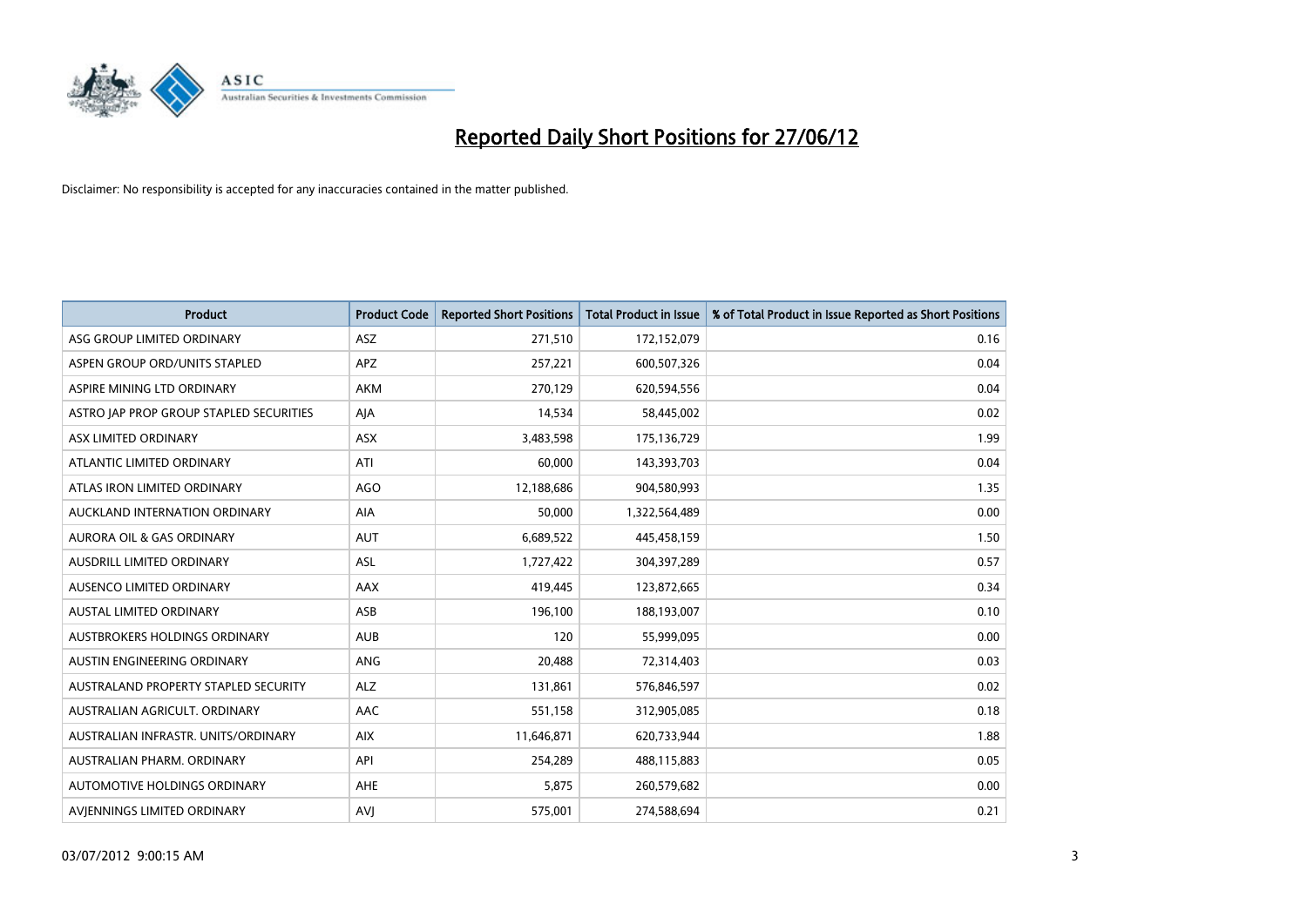# Reported Daily Short Positions for 27/06/12

Disclaimer: No responsibility is accepted for any inaccuracies contained in the matter published.

| Product | Product Code | Reported Short Positions | Total Product in Issue | % of Total Product in Issue Reported as Short Positions |
|---|---|---|---|---|
| ASG GROUP LIMITED ORDINARY | ASZ | 271,510 | 172,152,079 | 0.16 |
| ASPEN GROUP ORD/UNITS STAPLED | APZ | 257,221 | 600,507,326 | 0.04 |
| ASPIRE MINING LTD ORDINARY | AKM | 270,129 | 620,594,556 | 0.04 |
| ASTRO JAP PROP GROUP STAPLED SECURITIES | AJA | 14,534 | 58,445,002 | 0.02 |
| ASX LIMITED ORDINARY | ASX | 3,483,598 | 175,136,729 | 1.99 |
| ATLANTIC LIMITED ORDINARY | ATI | 60,000 | 143,393,703 | 0.04 |
| ATLAS IRON LIMITED ORDINARY | AGO | 12,188,686 | 904,580,993 | 1.35 |
| AUCKLAND INTERNATION ORDINARY | AIA | 50,000 | 1,322,564,489 | 0.00 |
| AURORA OIL & GAS ORDINARY | AUT | 6,689,522 | 445,458,159 | 1.50 |
| AUSDRILL LIMITED ORDINARY | ASL | 1,727,422 | 304,397,289 | 0.57 |
| AUSENCO LIMITED ORDINARY | AAX | 419,445 | 123,872,665 | 0.34 |
| AUSTAL LIMITED ORDINARY | ASB | 196,100 | 188,193,007 | 0.10 |
| AUSTBROKERS HOLDINGS ORDINARY | AUB | 120 | 55,999,095 | 0.00 |
| AUSTIN ENGINEERING ORDINARY | ANG | 20,488 | 72,314,403 | 0.03 |
| AUSTRALAND PROPERTY STAPLED SECURITY | ALZ | 131,861 | 576,846,597 | 0.02 |
| AUSTRALIAN AGRICULT. ORDINARY | AAC | 551,158 | 312,905,085 | 0.18 |
| AUSTRALIAN INFRASTR. UNITS/ORDINARY | AIX | 11,646,871 | 620,733,944 | 1.88 |
| AUSTRALIAN PHARM. ORDINARY | API | 254,289 | 488,115,883 | 0.05 |
| AUTOMOTIVE HOLDINGS ORDINARY | AHE | 5,875 | 260,579,682 | 0.00 |
| AVJENNINGS LIMITED ORDINARY | AVJ | 575,001 | 274,588,694 | 0.21 |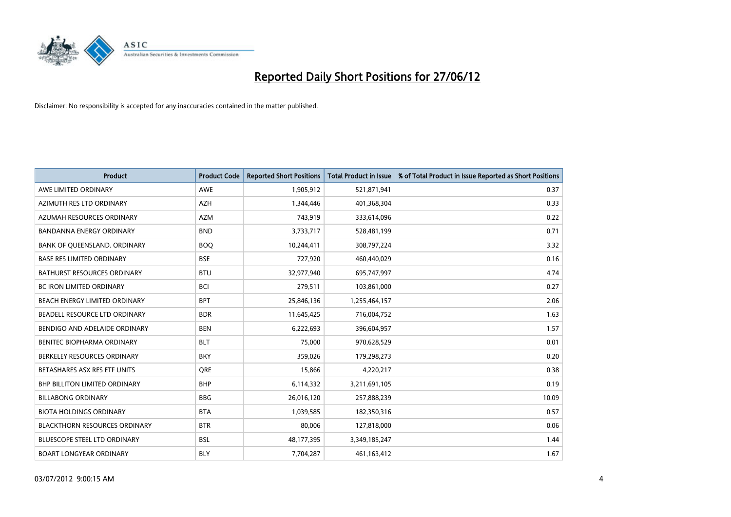# Reported Daily Short Positions for 27/06/12

Disclaimer: No responsibility is accepted for any inaccuracies contained in the matter published.

| Product | Product Code | Reported Short Positions | Total Product in Issue | % of Total Product in Issue Reported as Short Positions |
|---|---|---|---|---|
| AWE LIMITED ORDINARY | AWE | 1,905,912 | 521,871,941 | 0.37 |
| AZIMUTH RES LTD ORDINARY | AZH | 1,344,446 | 401,368,304 | 0.33 |
| AZUMAH RESOURCES ORDINARY | AZM | 743,919 | 333,614,096 | 0.22 |
| BANDANNA ENERGY ORDINARY | BND | 3,733,717 | 528,481,199 | 0.71 |
| BANK OF QUEENSLAND. ORDINARY | BOQ | 10,244,411 | 308,797,224 | 3.32 |
| BASE RES LIMITED ORDINARY | BSE | 727,920 | 460,440,029 | 0.16 |
| BATHURST RESOURCES ORDINARY | BTU | 32,977,940 | 695,747,997 | 4.74 |
| BC IRON LIMITED ORDINARY | BCI | 279,511 | 103,861,000 | 0.27 |
| BEACH ENERGY LIMITED ORDINARY | BPT | 25,846,136 | 1,255,464,157 | 2.06 |
| BEADELL RESOURCE LTD ORDINARY | BDR | 11,645,425 | 716,004,752 | 1.63 |
| BENDIGO AND ADELAIDE ORDINARY | BEN | 6,222,693 | 396,604,957 | 1.57 |
| BENITEC BIOPHARMA ORDINARY | BLT | 75,000 | 970,628,529 | 0.01 |
| BERKELEY RESOURCES ORDINARY | BKY | 359,026 | 179,298,273 | 0.20 |
| BETASHARES ASX RES ETF UNITS | QRE | 15,866 | 4,220,217 | 0.38 |
| BHP BILLITON LIMITED ORDINARY | BHP | 6,114,332 | 3,211,691,105 | 0.19 |
| BILLABONG ORDINARY | BBG | 26,016,120 | 257,888,239 | 10.09 |
| BIOTA HOLDINGS ORDINARY | BTA | 1,039,585 | 182,350,316 | 0.57 |
| BLACKTHORN RESOURCES ORDINARY | BTR | 80,006 | 127,818,000 | 0.06 |
| BLUESCOPE STEEL LTD ORDINARY | BSL | 48,177,395 | 3,349,185,247 | 1.44 |
| BOART LONGYEAR ORDINARY | BLY | 7,704,287 | 461,163,412 | 1.67 |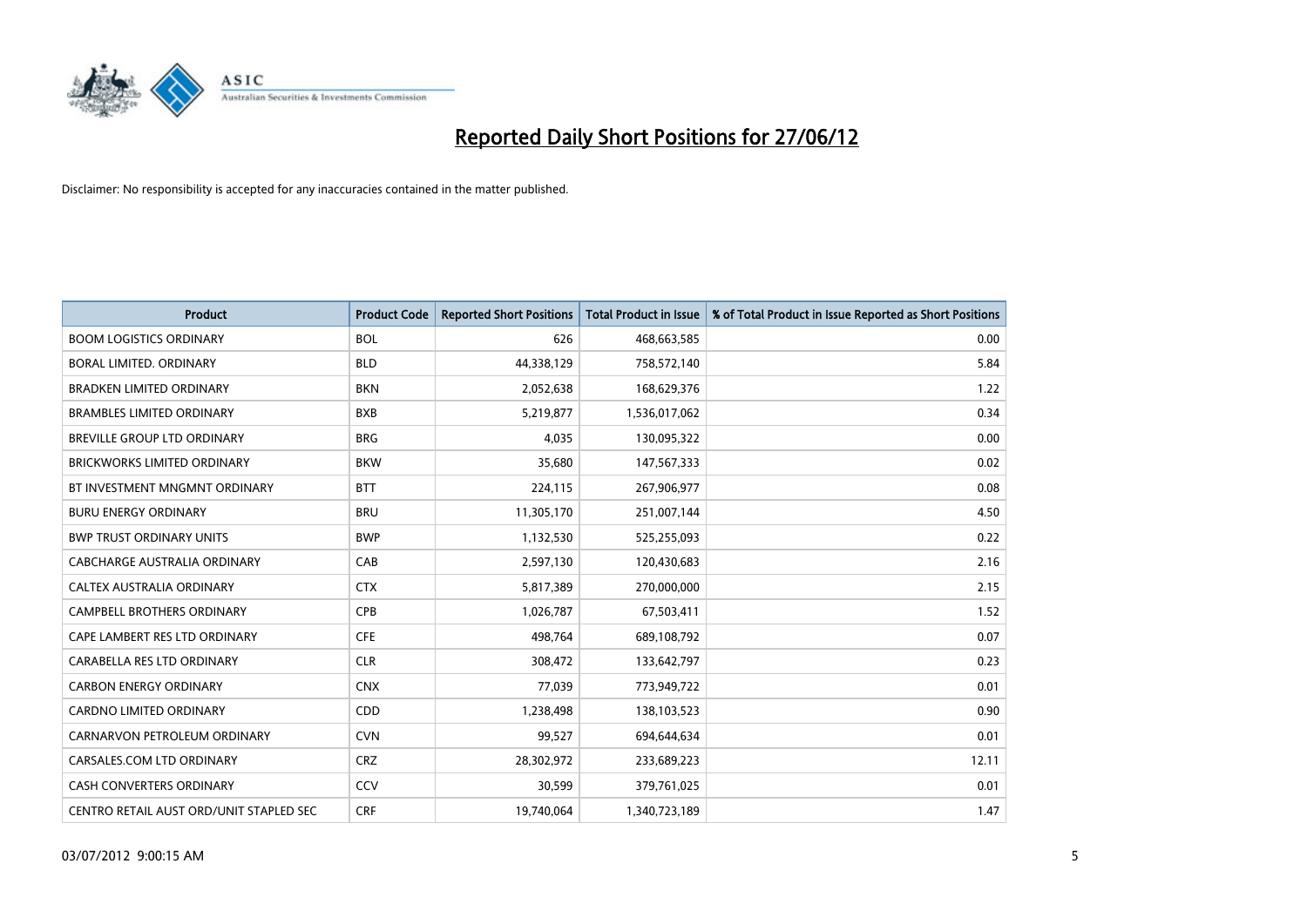# Reported Daily Short Positions for 27/06/12

Disclaimer: No responsibility is accepted for any inaccuracies contained in the matter published.

| Product | Product Code | Reported Short Positions | Total Product in Issue | % of Total Product in Issue Reported as Short Positions |
|---|---|---|---|---|
| BOOM LOGISTICS ORDINARY | BOL | 626 | 468,663,585 | 0.00 |
| BORAL LIMITED. ORDINARY | BLD | 44,338,129 | 758,572,140 | 5.84 |
| BRADKEN LIMITED ORDINARY | BKN | 2,052,638 | 168,629,376 | 1.22 |
| BRAMBLES LIMITED ORDINARY | BXB | 5,219,877 | 1,536,017,062 | 0.34 |
| BREVILLE GROUP LTD ORDINARY | BRG | 4,035 | 130,095,322 | 0.00 |
| BRICKWORKS LIMITED ORDINARY | BKW | 35,680 | 147,567,333 | 0.02 |
| BT INVESTMENT MNGMNT ORDINARY | BTT | 224,115 | 267,906,977 | 0.08 |
| BURU ENERGY ORDINARY | BRU | 11,305,170 | 251,007,144 | 4.50 |
| BWP TRUST ORDINARY UNITS | BWP | 1,132,530 | 525,255,093 | 0.22 |
| CABCHARGE AUSTRALIA ORDINARY | CAB | 2,597,130 | 120,430,683 | 2.16 |
| CALTEX AUSTRALIA ORDINARY | CTX | 5,817,389 | 270,000,000 | 2.15 |
| CAMPBELL BROTHERS ORDINARY | CPB | 1,026,787 | 67,503,411 | 1.52 |
| CAPE LAMBERT RES LTD ORDINARY | CFE | 498,764 | 689,108,792 | 0.07 |
| CARABELLA RES LTD ORDINARY | CLR | 308,472 | 133,642,797 | 0.23 |
| CARBON ENERGY ORDINARY | CNX | 77,039 | 773,949,722 | 0.01 |
| CARDNO LIMITED ORDINARY | CDD | 1,238,498 | 138,103,523 | 0.90 |
| CARNARVON PETROLEUM ORDINARY | CVN | 99,527 | 694,644,634 | 0.01 |
| CARSALES.COM LTD ORDINARY | CRZ | 28,302,972 | 233,689,223 | 12.11 |
| CASH CONVERTERS ORDINARY | CCV | 30,599 | 379,761,025 | 0.01 |
| CENTRO RETAIL AUST ORD/UNIT STAPLED SEC | CRF | 19,740,064 | 1,340,723,189 | 1.47 |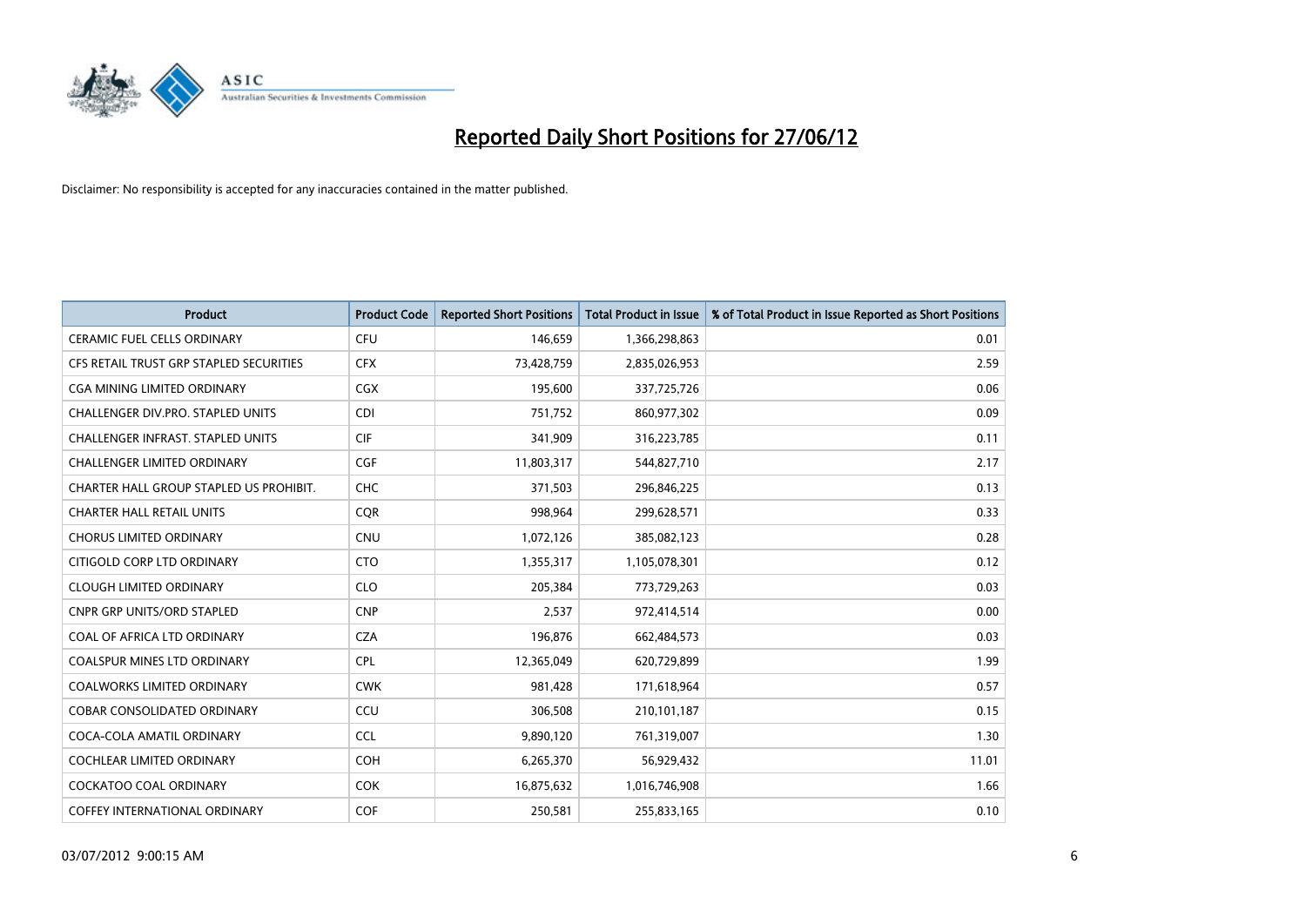# Reported Daily Short Positions for 27/06/12

Disclaimer: No responsibility is accepted for any inaccuracies contained in the matter published.

| Product | Product Code | Reported Short Positions | Total Product in Issue | % of Total Product in Issue Reported as Short Positions |
|---|---|---|---|---|
| CERAMIC FUEL CELLS ORDINARY | CFU | 146,659 | 1,366,298,863 | 0.01 |
| CFS RETAIL TRUST GRP STAPLED SECURITIES | CFX | 73,428,759 | 2,835,026,953 | 2.59 |
| CGA MINING LIMITED ORDINARY | CGX | 195,600 | 337,725,726 | 0.06 |
| CHALLENGER DIV.PRO. STAPLED UNITS | CDI | 751,752 | 860,977,302 | 0.09 |
| CHALLENGER INFRAST. STAPLED UNITS | CIF | 341,909 | 316,223,785 | 0.11 |
| CHALLENGER LIMITED ORDINARY | CGF | 11,803,317 | 544,827,710 | 2.17 |
| CHARTER HALL GROUP STAPLED US PROHIBIT. | CHC | 371,503 | 296,846,225 | 0.13 |
| CHARTER HALL RETAIL UNITS | CQR | 998,964 | 299,628,571 | 0.33 |
| CHORUS LIMITED ORDINARY | CNU | 1,072,126 | 385,082,123 | 0.28 |
| CITIGOLD CORP LTD ORDINARY | CTO | 1,355,317 | 1,105,078,301 | 0.12 |
| CLOUGH LIMITED ORDINARY | CLO | 205,384 | 773,729,263 | 0.03 |
| CNPR GRP UNITS/ORD STAPLED | CNP | 2,537 | 972,414,514 | 0.00 |
| COAL OF AFRICA LTD ORDINARY | CZA | 196,876 | 662,484,573 | 0.03 |
| COALSPUR MINES LTD ORDINARY | CPL | 12,365,049 | 620,729,899 | 1.99 |
| COALWORKS LIMITED ORDINARY | CWK | 981,428 | 171,618,964 | 0.57 |
| COBAR CONSOLIDATED ORDINARY | CCU | 306,508 | 210,101,187 | 0.15 |
| COCA-COLA AMATIL ORDINARY | CCL | 9,890,120 | 761,319,007 | 1.30 |
| COCHLEAR LIMITED ORDINARY | COH | 6,265,370 | 56,929,432 | 11.01 |
| COCKATOO COAL ORDINARY | COK | 16,875,632 | 1,016,746,908 | 1.66 |
| COFFEY INTERNATIONAL ORDINARY | COF | 250,581 | 255,833,165 | 0.10 |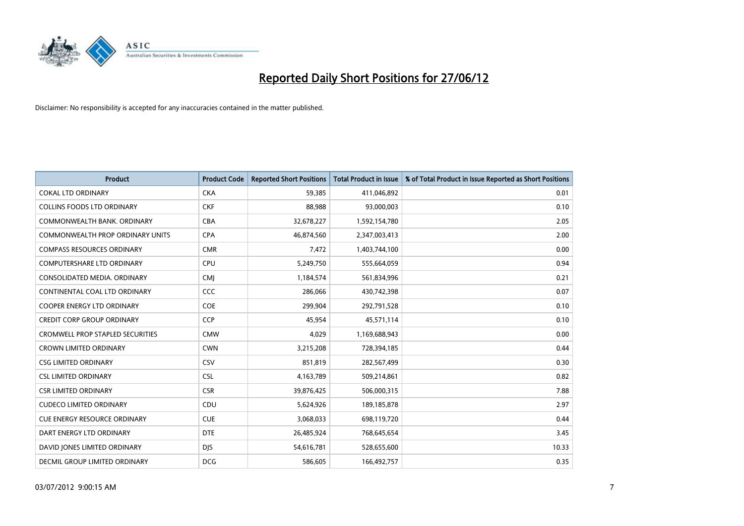# Reported Daily Short Positions for 27/06/12

Disclaimer: No responsibility is accepted for any inaccuracies contained in the matter published.

| Product | Product Code | Reported Short Positions | Total Product in Issue | % of Total Product in Issue Reported as Short Positions |
|---|---|---|---|---|
| COKAL LTD ORDINARY | CKA | 59,385 | 411,046,892 | 0.01 |
| COLLINS FOODS LTD ORDINARY | CKF | 88,988 | 93,000,003 | 0.10 |
| COMMONWEALTH BANK. ORDINARY | CBA | 32,678,227 | 1,592,154,780 | 2.05 |
| COMMONWEALTH PROP ORDINARY UNITS | CPA | 46,874,560 | 2,347,003,413 | 2.00 |
| COMPASS RESOURCES ORDINARY | CMR | 7,472 | 1,403,744,100 | 0.00 |
| COMPUTERSHARE LTD ORDINARY | CPU | 5,249,750 | 555,664,059 | 0.94 |
| CONSOLIDATED MEDIA. ORDINARY | CMJ | 1,184,574 | 561,834,996 | 0.21 |
| CONTINENTAL COAL LTD ORDINARY | CCC | 286,066 | 430,742,398 | 0.07 |
| COOPER ENERGY LTD ORDINARY | COE | 299,904 | 292,791,528 | 0.10 |
| CREDIT CORP GROUP ORDINARY | CCP | 45,954 | 45,571,114 | 0.10 |
| CROMWELL PROP STAPLED SECURITIES | CMW | 4,029 | 1,169,688,943 | 0.00 |
| CROWN LIMITED ORDINARY | CWN | 3,215,208 | 728,394,185 | 0.44 |
| CSG LIMITED ORDINARY | CSV | 851,819 | 282,567,499 | 0.30 |
| CSL LIMITED ORDINARY | CSL | 4,163,789 | 509,214,861 | 0.82 |
| CSR LIMITED ORDINARY | CSR | 39,876,425 | 506,000,315 | 7.88 |
| CUDECO LIMITED ORDINARY | CDU | 5,624,926 | 189,185,878 | 2.97 |
| CUE ENERGY RESOURCE ORDINARY | CUE | 3,068,033 | 698,119,720 | 0.44 |
| DART ENERGY LTD ORDINARY | DTE | 26,485,924 | 768,645,654 | 3.45 |
| DAVID JONES LIMITED ORDINARY | DJS | 54,616,781 | 528,655,600 | 10.33 |
| DECMIL GROUP LIMITED ORDINARY | DCG | 586,605 | 166,492,757 | 0.35 |

03/07/2012 9:00:15 AM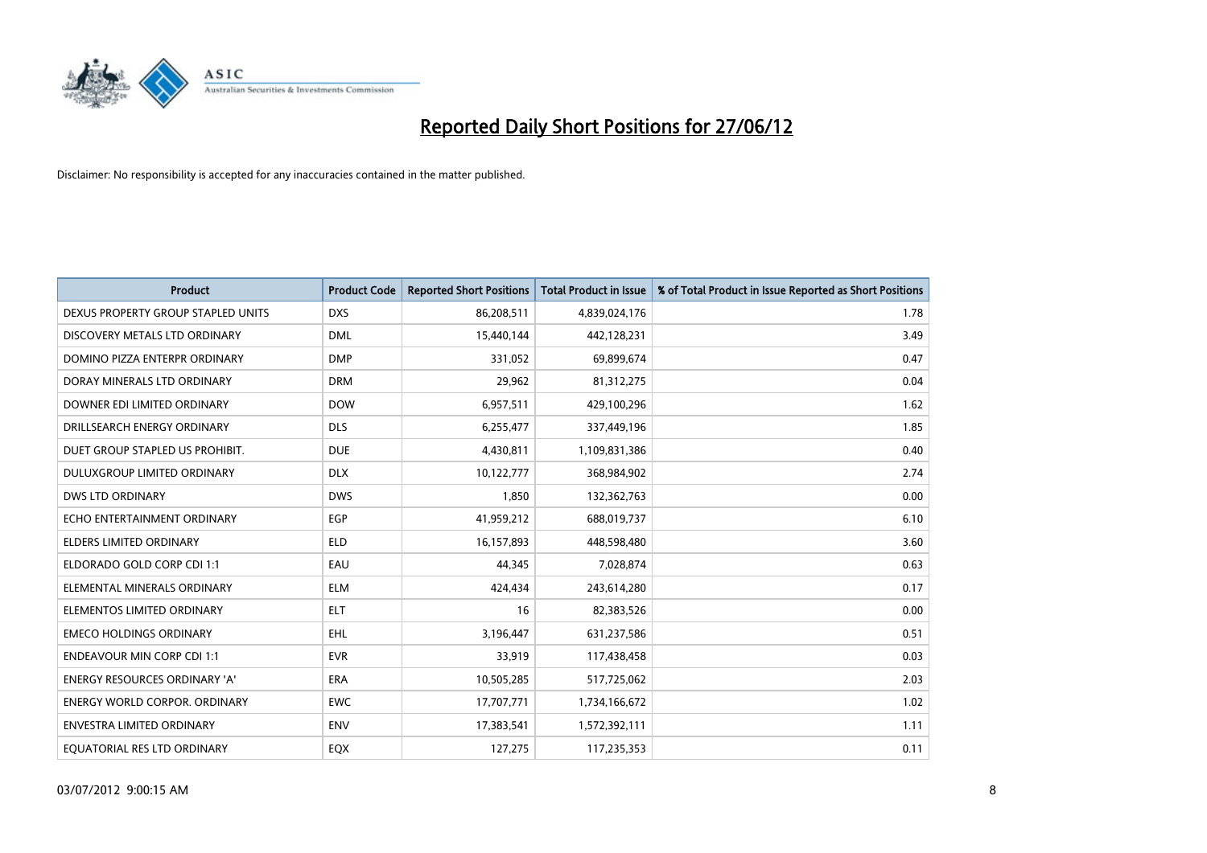# Reported Daily Short Positions for 27/06/12

Disclaimer: No responsibility is accepted for any inaccuracies contained in the matter published.

| Product | Product Code | Reported Short Positions | Total Product in Issue | % of Total Product in Issue Reported as Short Positions |
|---|---|---|---|---|
| DEXUS PROPERTY GROUP STAPLED UNITS | DXS | 86,208,511 | 4,839,024,176 | 1.78 |
| DISCOVERY METALS LTD ORDINARY | DML | 15,440,144 | 442,128,231 | 3.49 |
| DOMINO PIZZA ENTERPR ORDINARY | DMP | 331,052 | 69,899,674 | 0.47 |
| DORAY MINERALS LTD ORDINARY | DRM | 29,962 | 81,312,275 | 0.04 |
| DOWNER EDI LIMITED ORDINARY | DOW | 6,957,511 | 429,100,296 | 1.62 |
| DRILLSEARCH ENERGY ORDINARY | DLS | 6,255,477 | 337,449,196 | 1.85 |
| DUET GROUP STAPLED US PROHIBIT. | DUE | 4,430,811 | 1,109,831,386 | 0.40 |
| DULUXGROUP LIMITED ORDINARY | DLX | 10,122,777 | 368,984,902 | 2.74 |
| DWS LTD ORDINARY | DWS | 1,850 | 132,362,763 | 0.00 |
| ECHO ENTERTAINMENT ORDINARY | EGP | 41,959,212 | 688,019,737 | 6.10 |
| ELDERS LIMITED ORDINARY | ELD | 16,157,893 | 448,598,480 | 3.60 |
| ELDORADO GOLD CORP CDI 1:1 | EAU | 44,345 | 7,028,874 | 0.63 |
| ELEMENTAL MINERALS ORDINARY | ELM | 424,434 | 243,614,280 | 0.17 |
| ELEMENTOS LIMITED ORDINARY | ELT | 16 | 82,383,526 | 0.00 |
| EMECO HOLDINGS ORDINARY | EHL | 3,196,447 | 631,237,586 | 0.51 |
| ENDEAVOUR MIN CORP CDI 1:1 | EVR | 33,919 | 117,438,458 | 0.03 |
| ENERGY RESOURCES ORDINARY 'A' | ERA | 10,505,285 | 517,725,062 | 2.03 |
| ENERGY WORLD CORPOR. ORDINARY | EWC | 17,707,771 | 1,734,166,672 | 1.02 |
| ENVESTRA LIMITED ORDINARY | ENV | 17,383,541 | 1,572,392,111 | 1.11 |
| EQUATORIAL RES LTD ORDINARY | EQX | 127,275 | 117,235,353 | 0.11 |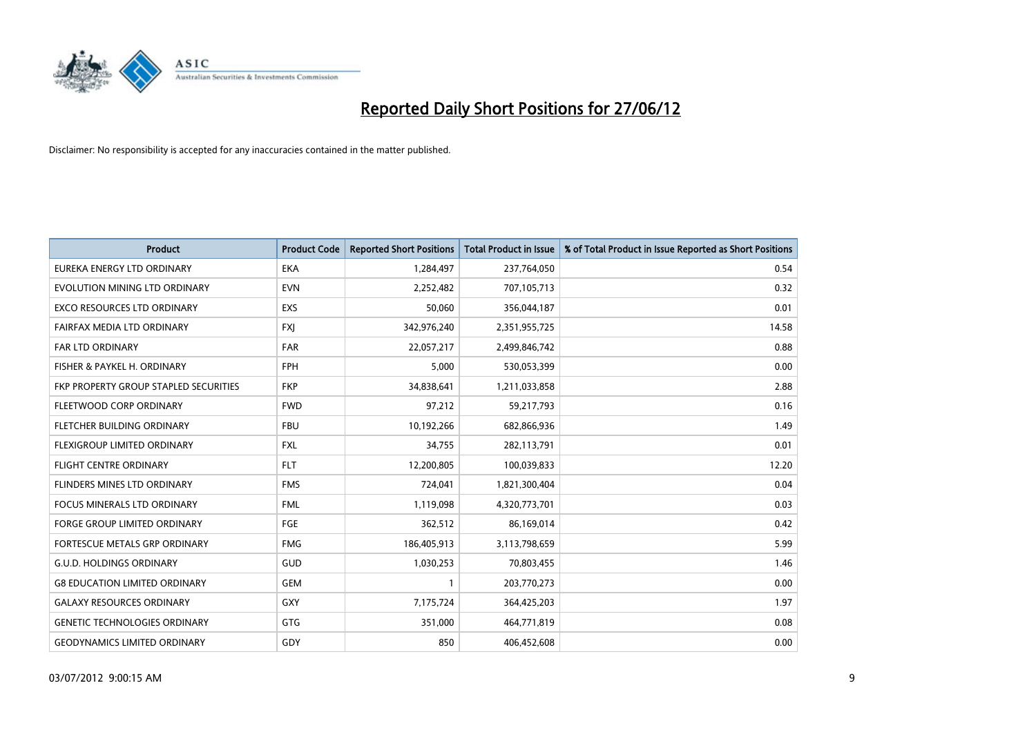# Reported Daily Short Positions for 27/06/12

Disclaimer: No responsibility is accepted for any inaccuracies contained in the matter published.

| Product | Product Code | Reported Short Positions | Total Product in Issue | % of Total Product in Issue Reported as Short Positions |
|---|---|---|---|---|
| EUREKA ENERGY LTD ORDINARY | EKA | 1,284,497 | 237,764,050 | 0.54 |
| EVOLUTION MINING LTD ORDINARY | EVN | 2,252,482 | 707,105,713 | 0.32 |
| EXCO RESOURCES LTD ORDINARY | EXS | 50,060 | 356,044,187 | 0.01 |
| FAIRFAX MEDIA LTD ORDINARY | FXJ | 342,976,240 | 2,351,955,725 | 14.58 |
| FAR LTD ORDINARY | FAR | 22,057,217 | 2,499,846,742 | 0.88 |
| FISHER & PAYKEL H. ORDINARY | FPH | 5,000 | 530,053,399 | 0.00 |
| FKP PROPERTY GROUP STAPLED SECURITIES | FKP | 34,838,641 | 1,211,033,858 | 2.88 |
| FLEETWOOD CORP ORDINARY | FWD | 97,212 | 59,217,793 | 0.16 |
| FLETCHER BUILDING ORDINARY | FBU | 10,192,266 | 682,866,936 | 1.49 |
| FLEXIGROUP LIMITED ORDINARY | FXL | 34,755 | 282,113,791 | 0.01 |
| FLIGHT CENTRE ORDINARY | FLT | 12,200,805 | 100,039,833 | 12.20 |
| FLINDERS MINES LTD ORDINARY | FMS | 724,041 | 1,821,300,404 | 0.04 |
| FOCUS MINERALS LTD ORDINARY | FML | 1,119,098 | 4,320,773,701 | 0.03 |
| FORGE GROUP LIMITED ORDINARY | FGE | 362,512 | 86,169,014 | 0.42 |
| FORTESCUE METALS GRP ORDINARY | FMG | 186,405,913 | 3,113,798,659 | 5.99 |
| G.U.D. HOLDINGS ORDINARY | GUD | 1,030,253 | 70,803,455 | 1.46 |
| G8 EDUCATION LIMITED ORDINARY | GEM | 1 | 203,770,273 | 0.00 |
| GALAXY RESOURCES ORDINARY | GXY | 7,175,724 | 364,425,203 | 1.97 |
| GENETIC TECHNOLOGIES ORDINARY | GTG | 351,000 | 464,771,819 | 0.08 |
| GEODYNAMICS LIMITED ORDINARY | GDY | 850 | 406,452,608 | 0.00 |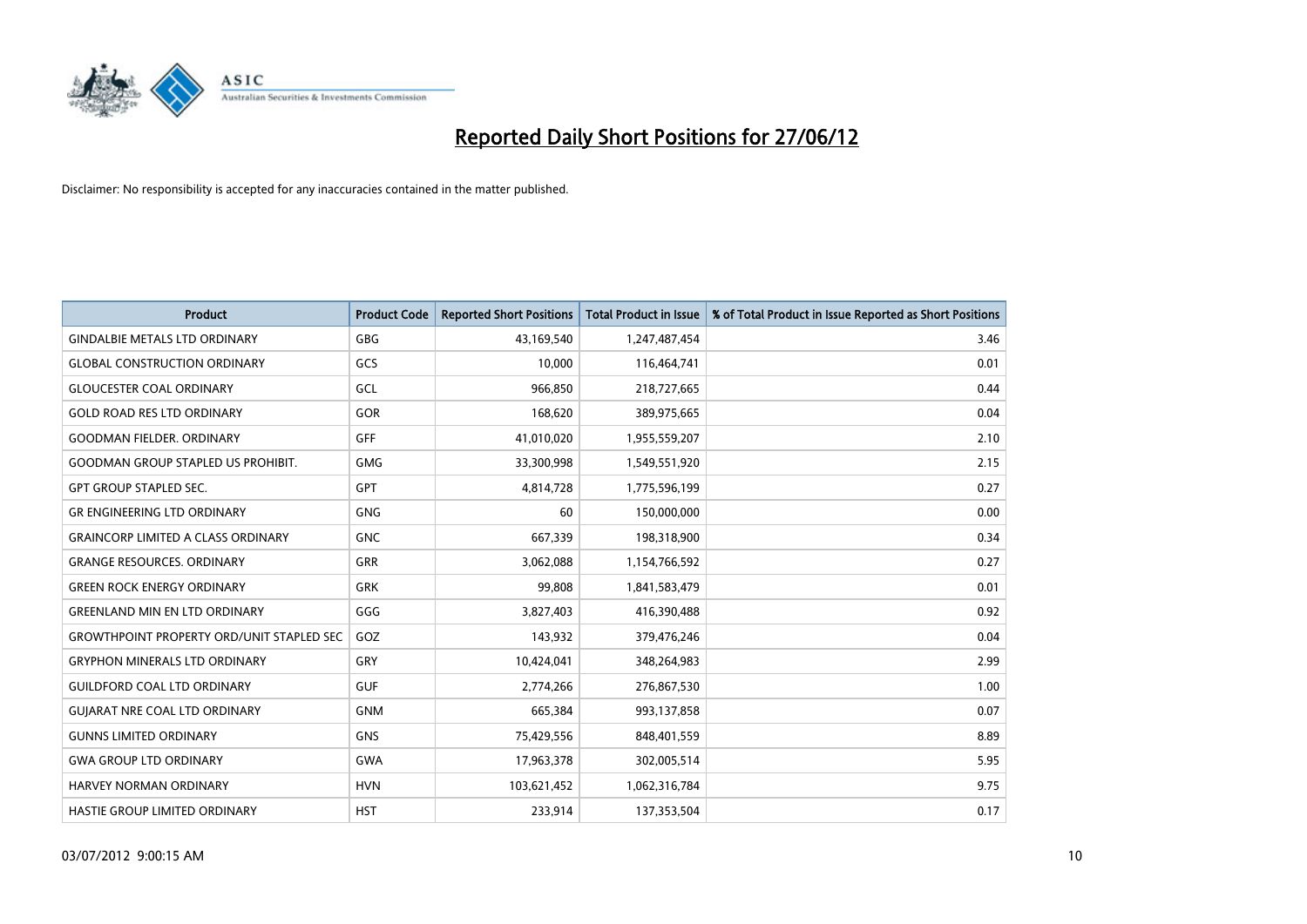# Reported Daily Short Positions for 27/06/12

Disclaimer: No responsibility is accepted for any inaccuracies contained in the matter published.

| Product | Product Code | Reported Short Positions | Total Product in Issue | % of Total Product in Issue Reported as Short Positions |
|---|---|---|---|---|
| GINDALBIE METALS LTD ORDINARY | GBG | 43,169,540 | 1,247,487,454 | 3.46 |
| GLOBAL CONSTRUCTION ORDINARY | GCS | 10,000 | 116,464,741 | 0.01 |
| GLOUCESTER COAL ORDINARY | GCL | 966,850 | 218,727,665 | 0.44 |
| GOLD ROAD RES LTD ORDINARY | GOR | 168,620 | 389,975,665 | 0.04 |
| GOODMAN FIELDER. ORDINARY | GFF | 41,010,020 | 1,955,559,207 | 2.10 |
| GOODMAN GROUP STAPLED US PROHIBIT. | GMG | 33,300,998 | 1,549,551,920 | 2.15 |
| GPT GROUP STAPLED SEC. | GPT | 4,814,728 | 1,775,596,199 | 0.27 |
| GR ENGINEERING LTD ORDINARY | GNG | 60 | 150,000,000 | 0.00 |
| GRAINCORP LIMITED A CLASS ORDINARY | GNC | 667,339 | 198,318,900 | 0.34 |
| GRANGE RESOURCES. ORDINARY | GRR | 3,062,088 | 1,154,766,592 | 0.27 |
| GREEN ROCK ENERGY ORDINARY | GRK | 99,808 | 1,841,583,479 | 0.01 |
| GREENLAND MIN EN LTD ORDINARY | GGG | 3,827,403 | 416,390,488 | 0.92 |
| GROWTHPOINT PROPERTY ORD/UNIT STAPLED SEC | GOZ | 143,932 | 379,476,246 | 0.04 |
| GRYPHON MINERALS LTD ORDINARY | GRY | 10,424,041 | 348,264,983 | 2.99 |
| GUILDFORD COAL LTD ORDINARY | GUF | 2,774,266 | 276,867,530 | 1.00 |
| GUJARAT NRE COAL LTD ORDINARY | GNM | 665,384 | 993,137,858 | 0.07 |
| GUNNS LIMITED ORDINARY | GNS | 75,429,556 | 848,401,559 | 8.89 |
| GWA GROUP LTD ORDINARY | GWA | 17,963,378 | 302,005,514 | 5.95 |
| HARVEY NORMAN ORDINARY | HVN | 103,621,452 | 1,062,316,784 | 9.75 |
| HASTIE GROUP LIMITED ORDINARY | HST | 233,914 | 137,353,504 | 0.17 |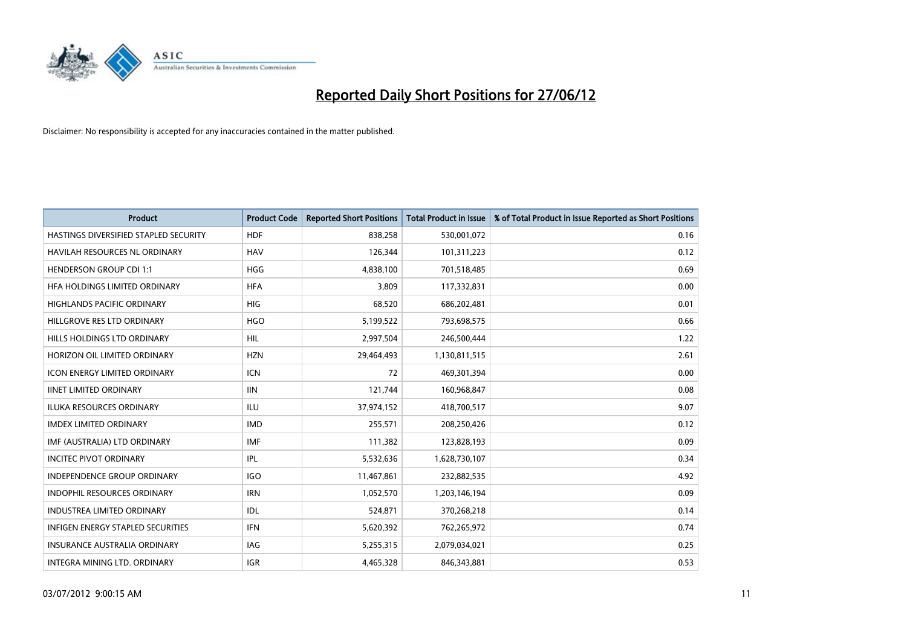# Reported Daily Short Positions for 27/06/12

Disclaimer: No responsibility is accepted for any inaccuracies contained in the matter published.

| Product | Product Code | Reported Short Positions | Total Product in Issue | % of Total Product in Issue Reported as Short Positions |
|---|---|---|---|---|
| HASTINGS DIVERSIFIED STAPLED SECURITY | HDF | 838,258 | 530,001,072 | 0.16 |
| HAVILAH RESOURCES NL ORDINARY | HAV | 126,344 | 101,311,223 | 0.12 |
| HENDERSON GROUP CDI 1:1 | HGG | 4,838,100 | 701,518,485 | 0.69 |
| HFA HOLDINGS LIMITED ORDINARY | HFA | 3,809 | 117,332,831 | 0.00 |
| HIGHLANDS PACIFIC ORDINARY | HIG | 68,520 | 686,202,481 | 0.01 |
| HILLGROVE RES LTD ORDINARY | HGO | 5,199,522 | 793,698,575 | 0.66 |
| HILLS HOLDINGS LTD ORDINARY | HIL | 2,997,504 | 246,500,444 | 1.22 |
| HORIZON OIL LIMITED ORDINARY | HZN | 29,464,493 | 1,130,811,515 | 2.61 |
| ICON ENERGY LIMITED ORDINARY | ICN | 72 | 469,301,394 | 0.00 |
| IINET LIMITED ORDINARY | IIN | 121,744 | 160,968,847 | 0.08 |
| ILUKA RESOURCES ORDINARY | ILU | 37,974,152 | 418,700,517 | 9.07 |
| IMDEX LIMITED ORDINARY | IMD | 255,571 | 208,250,426 | 0.12 |
| IMF (AUSTRALIA) LTD ORDINARY | IMF | 111,382 | 123,828,193 | 0.09 |
| INCITEC PIVOT ORDINARY | IPL | 5,532,636 | 1,628,730,107 | 0.34 |
| INDEPENDENCE GROUP ORDINARY | IGO | 11,467,861 | 232,882,535 | 4.92 |
| INDOPHIL RESOURCES ORDINARY | IRN | 1,052,570 | 1,203,146,194 | 0.09 |
| INDUSTREA LIMITED ORDINARY | IDL | 524,871 | 370,268,218 | 0.14 |
| INFIGEN ENERGY STAPLED SECURITIES | IFN | 5,620,392 | 762,265,972 | 0.74 |
| INSURANCE AUSTRALIA ORDINARY | IAG | 5,255,315 | 2,079,034,021 | 0.25 |
| INTEGRA MINING LTD. ORDINARY | IGR | 4,465,328 | 846,343,881 | 0.53 |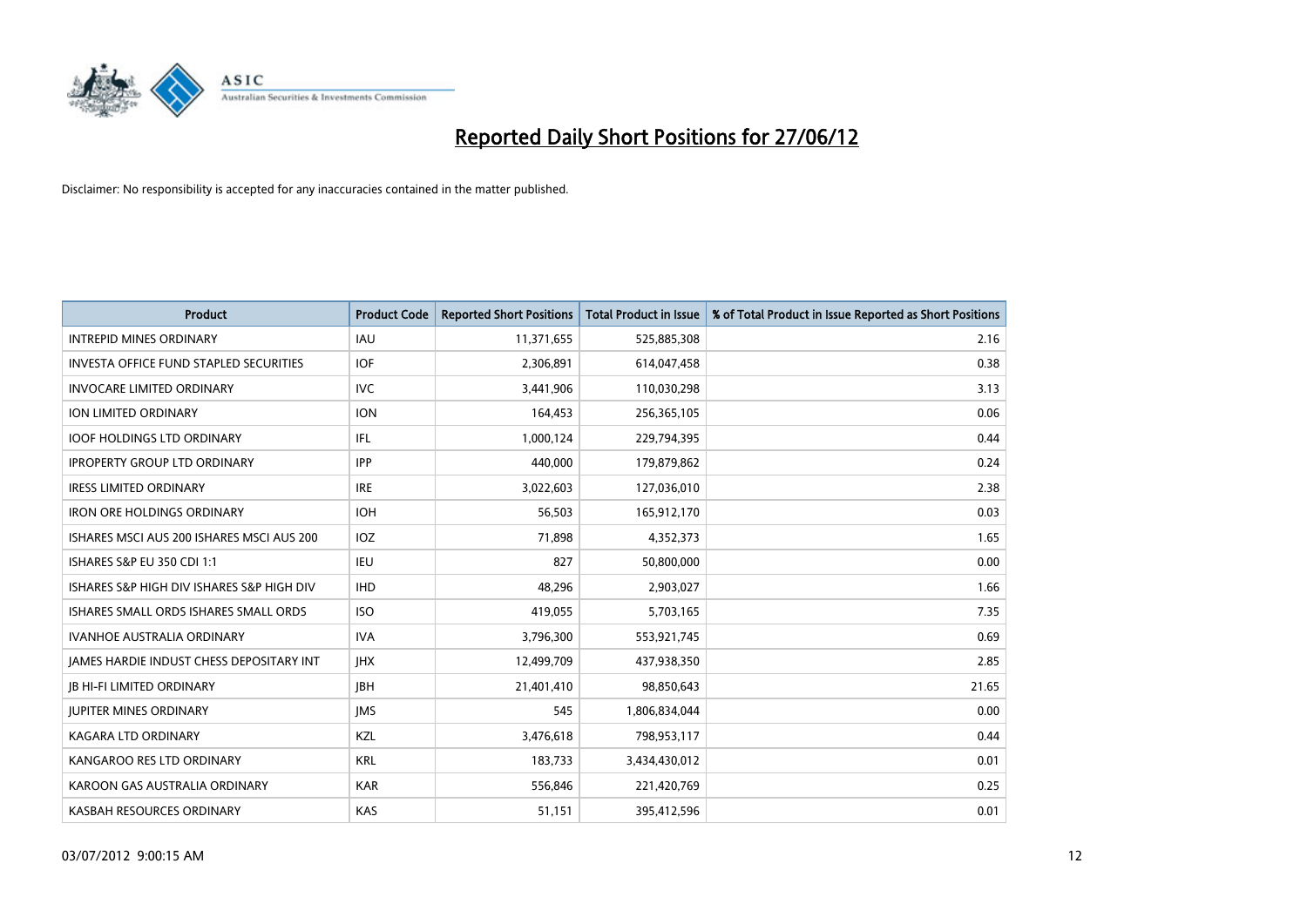# Reported Daily Short Positions for 27/06/12

Disclaimer: No responsibility is accepted for any inaccuracies contained in the matter published.

| Product | Product Code | Reported Short Positions | Total Product in Issue | % of Total Product in Issue Reported as Short Positions |
|---|---|---|---|---|
| INTREPID MINES ORDINARY | IAU | 11,371,655 | 525,885,308 | 2.16 |
| INVESTA OFFICE FUND STAPLED SECURITIES | IOF | 2,306,891 | 614,047,458 | 0.38 |
| INVOCARE LIMITED ORDINARY | IVC | 3,441,906 | 110,030,298 | 3.13 |
| ION LIMITED ORDINARY | ION | 164,453 | 256,365,105 | 0.06 |
| IOOF HOLDINGS LTD ORDINARY | IFL | 1,000,124 | 229,794,395 | 0.44 |
| IPROPERTY GROUP LTD ORDINARY | IPP | 440,000 | 179,879,862 | 0.24 |
| IRESS LIMITED ORDINARY | IRE | 3,022,603 | 127,036,010 | 2.38 |
| IRON ORE HOLDINGS ORDINARY | IOH | 56,503 | 165,912,170 | 0.03 |
| ISHARES MSCI AUS 200 ISHARES MSCI AUS 200 | IOZ | 71,898 | 4,352,373 | 1.65 |
| ISHARES S&P EU 350 CDI 1:1 | IEU | 827 | 50,800,000 | 0.00 |
| ISHARES S&P HIGH DIV ISHARES S&P HIGH DIV | IHD | 48,296 | 2,903,027 | 1.66 |
| ISHARES SMALL ORDS ISHARES SMALL ORDS | ISO | 419,055 | 5,703,165 | 7.35 |
| IVANHOE AUSTRALIA ORDINARY | IVA | 3,796,300 | 553,921,745 | 0.69 |
| JAMES HARDIE INDUST CHESS DEPOSITARY INT | JHX | 12,499,709 | 437,938,350 | 2.85 |
| JB HI-FI LIMITED ORDINARY | JBH | 21,401,410 | 98,850,643 | 21.65 |
| JUPITER MINES ORDINARY | JMS | 545 | 1,806,834,044 | 0.00 |
| KAGARA LTD ORDINARY | KZL | 3,476,618 | 798,953,117 | 0.44 |
| KANGAROO RES LTD ORDINARY | KRL | 183,733 | 3,434,430,012 | 0.01 |
| KAROON GAS AUSTRALIA ORDINARY | KAR | 556,846 | 221,420,769 | 0.25 |
| KASBAH RESOURCES ORDINARY | KAS | 51,151 | 395,412,596 | 0.01 |

03/07/2012 9:00:15 AM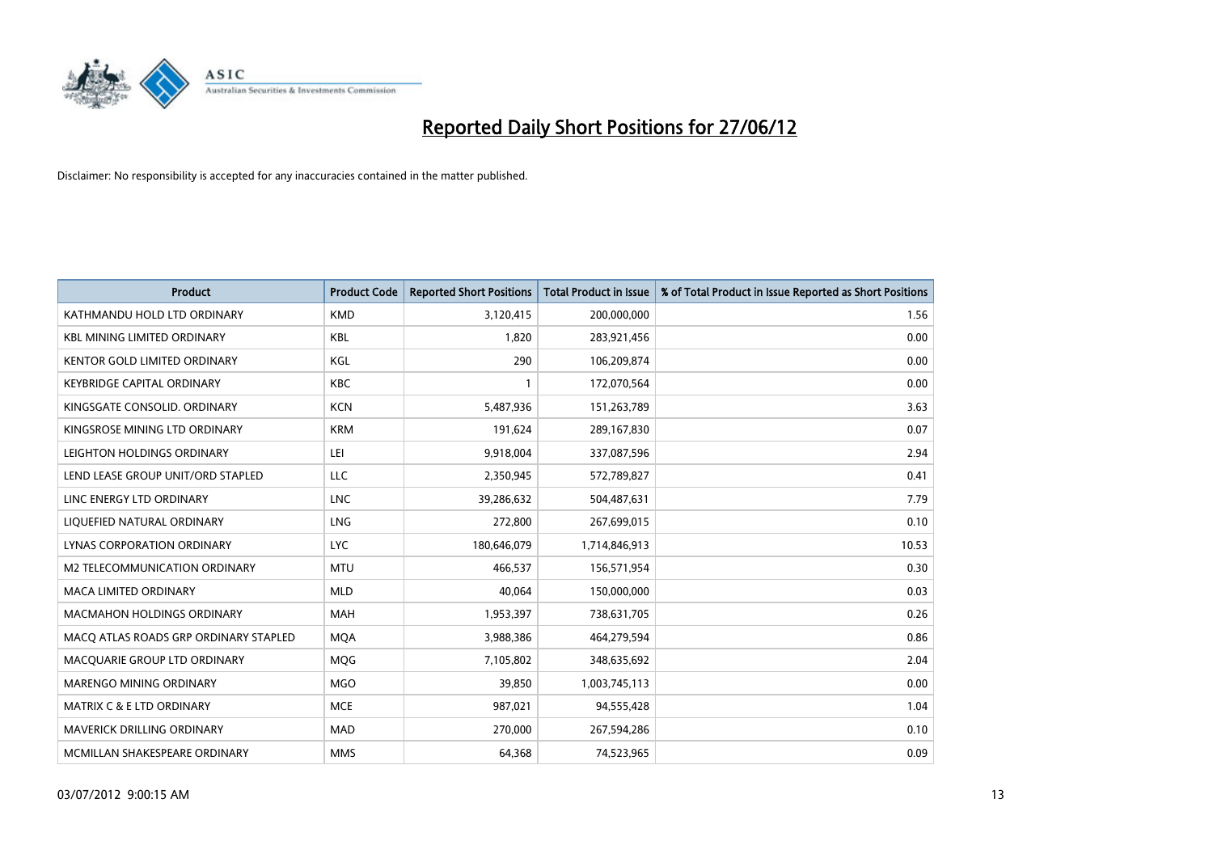# Reported Daily Short Positions for 27/06/12

Disclaimer: No responsibility is accepted for any inaccuracies contained in the matter published.

| Product | Product Code | Reported Short Positions | Total Product in Issue | % of Total Product in Issue Reported as Short Positions |
|---|---|---|---|---|
| KATHMANDU HOLD LTD ORDINARY | KMD | 3,120,415 | 200,000,000 | 1.56 |
| KBL MINING LIMITED ORDINARY | KBL | 1,820 | 283,921,456 | 0.00 |
| KENTOR GOLD LIMITED ORDINARY | KGL | 290 | 106,209,874 | 0.00 |
| KEYBRIDGE CAPITAL ORDINARY | KBC | 1 | 172,070,564 | 0.00 |
| KINGSGATE CONSOLID. ORDINARY | KCN | 5,487,936 | 151,263,789 | 3.63 |
| KINGSROSE MINING LTD ORDINARY | KRM | 191,624 | 289,167,830 | 0.07 |
| LEIGHTON HOLDINGS ORDINARY | LEI | 9,918,004 | 337,087,596 | 2.94 |
| LEND LEASE GROUP UNIT/ORD STAPLED | LLC | 2,350,945 | 572,789,827 | 0.41 |
| LINC ENERGY LTD ORDINARY | LNC | 39,286,632 | 504,487,631 | 7.79 |
| LIQUEFIED NATURAL ORDINARY | LNG | 272,800 | 267,699,015 | 0.10 |
| LYNAS CORPORATION ORDINARY | LYC | 180,646,079 | 1,714,846,913 | 10.53 |
| M2 TELECOMMUNICATION ORDINARY | MTU | 466,537 | 156,571,954 | 0.30 |
| MACA LIMITED ORDINARY | MLD | 40,064 | 150,000,000 | 0.03 |
| MACMAHON HOLDINGS ORDINARY | MAH | 1,953,397 | 738,631,705 | 0.26 |
| MACQ ATLAS ROADS GRP ORDINARY STAPLED | MQA | 3,988,386 | 464,279,594 | 0.86 |
| MACQUARIE GROUP LTD ORDINARY | MQG | 7,105,802 | 348,635,692 | 2.04 |
| MARENGO MINING ORDINARY | MGO | 39,850 | 1,003,745,113 | 0.00 |
| MATRIX C & E LTD ORDINARY | MCE | 987,021 | 94,555,428 | 1.04 |
| MAVERICK DRILLING ORDINARY | MAD | 270,000 | 267,594,286 | 0.10 |
| MCMILLAN SHAKESPEARE ORDINARY | MMS | 64,368 | 74,523,965 | 0.09 |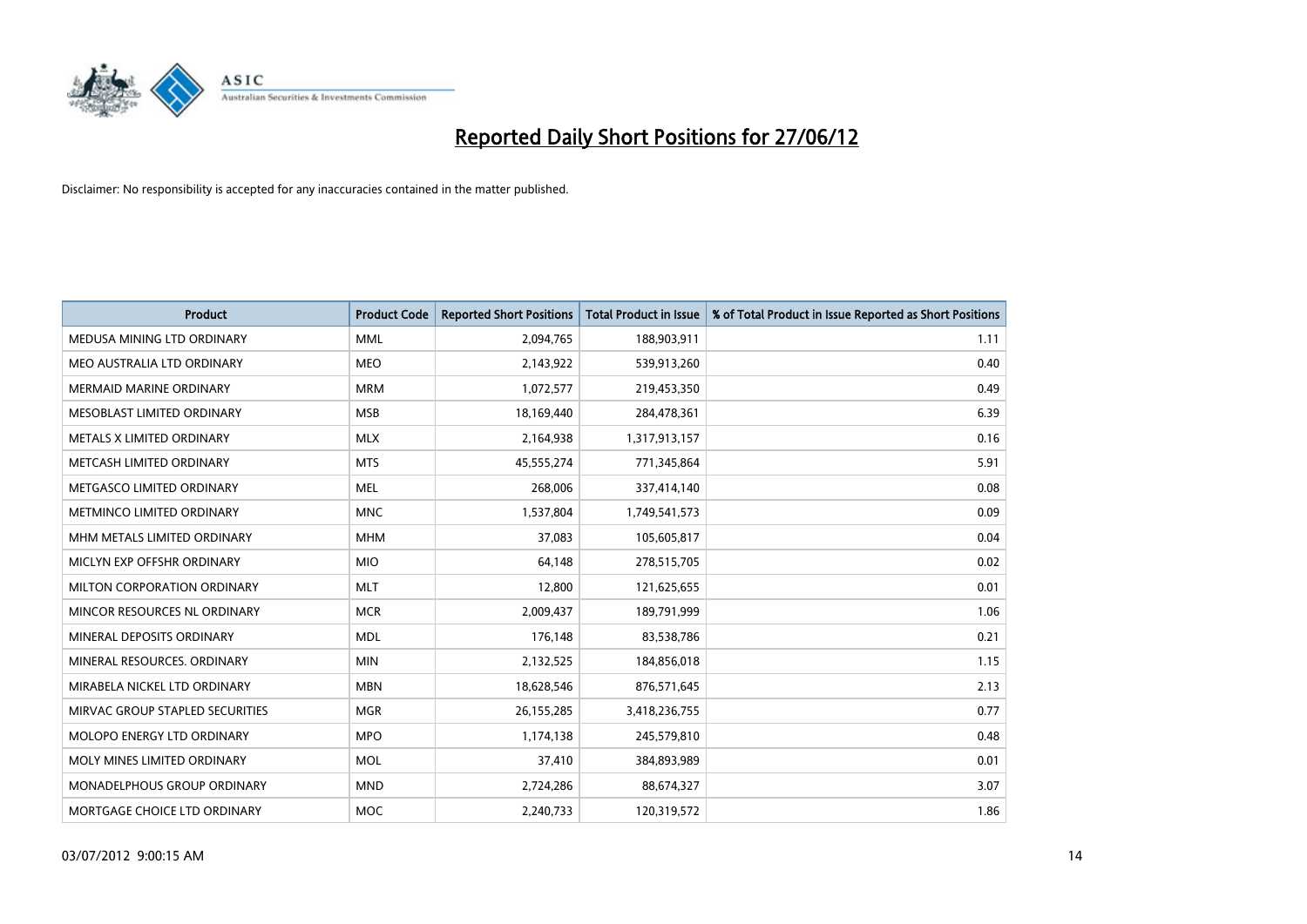# Reported Daily Short Positions for 27/06/12

Disclaimer: No responsibility is accepted for any inaccuracies contained in the matter published.

| Product | Product Code | Reported Short Positions | Total Product in Issue | % of Total Product in Issue Reported as Short Positions |
|---|---|---|---|---|
| MEDUSA MINING LTD ORDINARY | MML | 2,094,765 | 188,903,911 | 1.11 |
| MEO AUSTRALIA LTD ORDINARY | MEO | 2,143,922 | 539,913,260 | 0.40 |
| MERMAID MARINE ORDINARY | MRM | 1,072,577 | 219,453,350 | 0.49 |
| MESOBLAST LIMITED ORDINARY | MSB | 18,169,440 | 284,478,361 | 6.39 |
| METALS X LIMITED ORDINARY | MLX | 2,164,938 | 1,317,913,157 | 0.16 |
| METCASH LIMITED ORDINARY | MTS | 45,555,274 | 771,345,864 | 5.91 |
| METGASCO LIMITED ORDINARY | MEL | 268,006 | 337,414,140 | 0.08 |
| METMINCO LIMITED ORDINARY | MNC | 1,537,804 | 1,749,541,573 | 0.09 |
| MHM METALS LIMITED ORDINARY | MHM | 37,083 | 105,605,817 | 0.04 |
| MICLYN EXP OFFSHR ORDINARY | MIO | 64,148 | 278,515,705 | 0.02 |
| MILTON CORPORATION ORDINARY | MLT | 12,800 | 121,625,655 | 0.01 |
| MINCOR RESOURCES NL ORDINARY | MCR | 2,009,437 | 189,791,999 | 1.06 |
| MINERAL DEPOSITS ORDINARY | MDL | 176,148 | 83,538,786 | 0.21 |
| MINERAL RESOURCES. ORDINARY | MIN | 2,132,525 | 184,856,018 | 1.15 |
| MIRABELA NICKEL LTD ORDINARY | MBN | 18,628,546 | 876,571,645 | 2.13 |
| MIRVAC GROUP STAPLED SECURITIES | MGR | 26,155,285 | 3,418,236,755 | 0.77 |
| MOLOPO ENERGY LTD ORDINARY | MPO | 1,174,138 | 245,579,810 | 0.48 |
| MOLY MINES LIMITED ORDINARY | MOL | 37,410 | 384,893,989 | 0.01 |
| MONADELPHOUS GROUP ORDINARY | MND | 2,724,286 | 88,674,327 | 3.07 |
| MORTGAGE CHOICE LTD ORDINARY | MOC | 2,240,733 | 120,319,572 | 1.86 |

03/07/2012 9:00:15 AM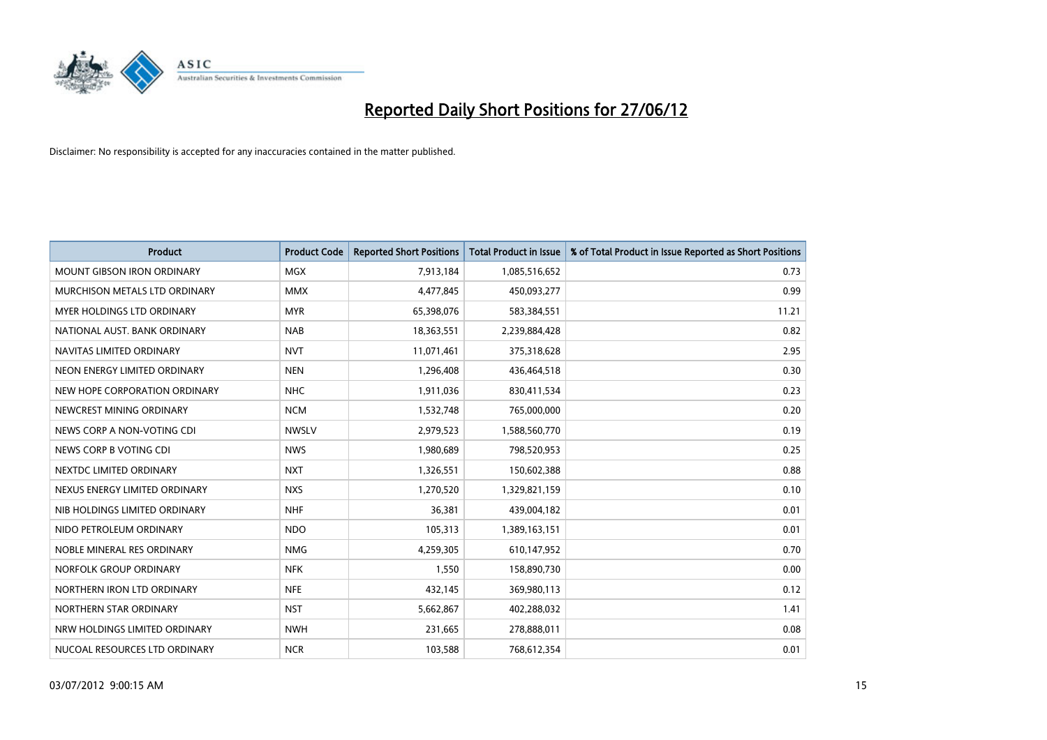# Reported Daily Short Positions for 27/06/12

Disclaimer: No responsibility is accepted for any inaccuracies contained in the matter published.

| Product | Product Code | Reported Short Positions | Total Product in Issue | % of Total Product in Issue Reported as Short Positions |
|---|---|---|---|---|
| MOUNT GIBSON IRON ORDINARY | MGX | 7,913,184 | 1,085,516,652 | 0.73 |
| MURCHISON METALS LTD ORDINARY | MMX | 4,477,845 | 450,093,277 | 0.99 |
| MYER HOLDINGS LTD ORDINARY | MYR | 65,398,076 | 583,384,551 | 11.21 |
| NATIONAL AUST. BANK ORDINARY | NAB | 18,363,551 | 2,239,884,428 | 0.82 |
| NAVITAS LIMITED ORDINARY | NVT | 11,071,461 | 375,318,628 | 2.95 |
| NEON ENERGY LIMITED ORDINARY | NEN | 1,296,408 | 436,464,518 | 0.30 |
| NEW HOPE CORPORATION ORDINARY | NHC | 1,911,036 | 830,411,534 | 0.23 |
| NEWCREST MINING ORDINARY | NCM | 1,532,748 | 765,000,000 | 0.20 |
| NEWS CORP A NON-VOTING CDI | NWSLV | 2,979,523 | 1,588,560,770 | 0.19 |
| NEWS CORP B VOTING CDI | NWS | 1,980,689 | 798,520,953 | 0.25 |
| NEXTDC LIMITED ORDINARY | NXT | 1,326,551 | 150,602,388 | 0.88 |
| NEXUS ENERGY LIMITED ORDINARY | NXS | 1,270,520 | 1,329,821,159 | 0.10 |
| NIB HOLDINGS LIMITED ORDINARY | NHF | 36,381 | 439,004,182 | 0.01 |
| NIDO PETROLEUM ORDINARY | NDO | 105,313 | 1,389,163,151 | 0.01 |
| NOBLE MINERAL RES ORDINARY | NMG | 4,259,305 | 610,147,952 | 0.70 |
| NORFOLK GROUP ORDINARY | NFK | 1,550 | 158,890,730 | 0.00 |
| NORTHERN IRON LTD ORDINARY | NFE | 432,145 | 369,980,113 | 0.12 |
| NORTHERN STAR ORDINARY | NST | 5,662,867 | 402,288,032 | 1.41 |
| NRW HOLDINGS LIMITED ORDINARY | NWH | 231,665 | 278,888,011 | 0.08 |
| NUCOAL RESOURCES LTD ORDINARY | NCR | 103,588 | 768,612,354 | 0.01 |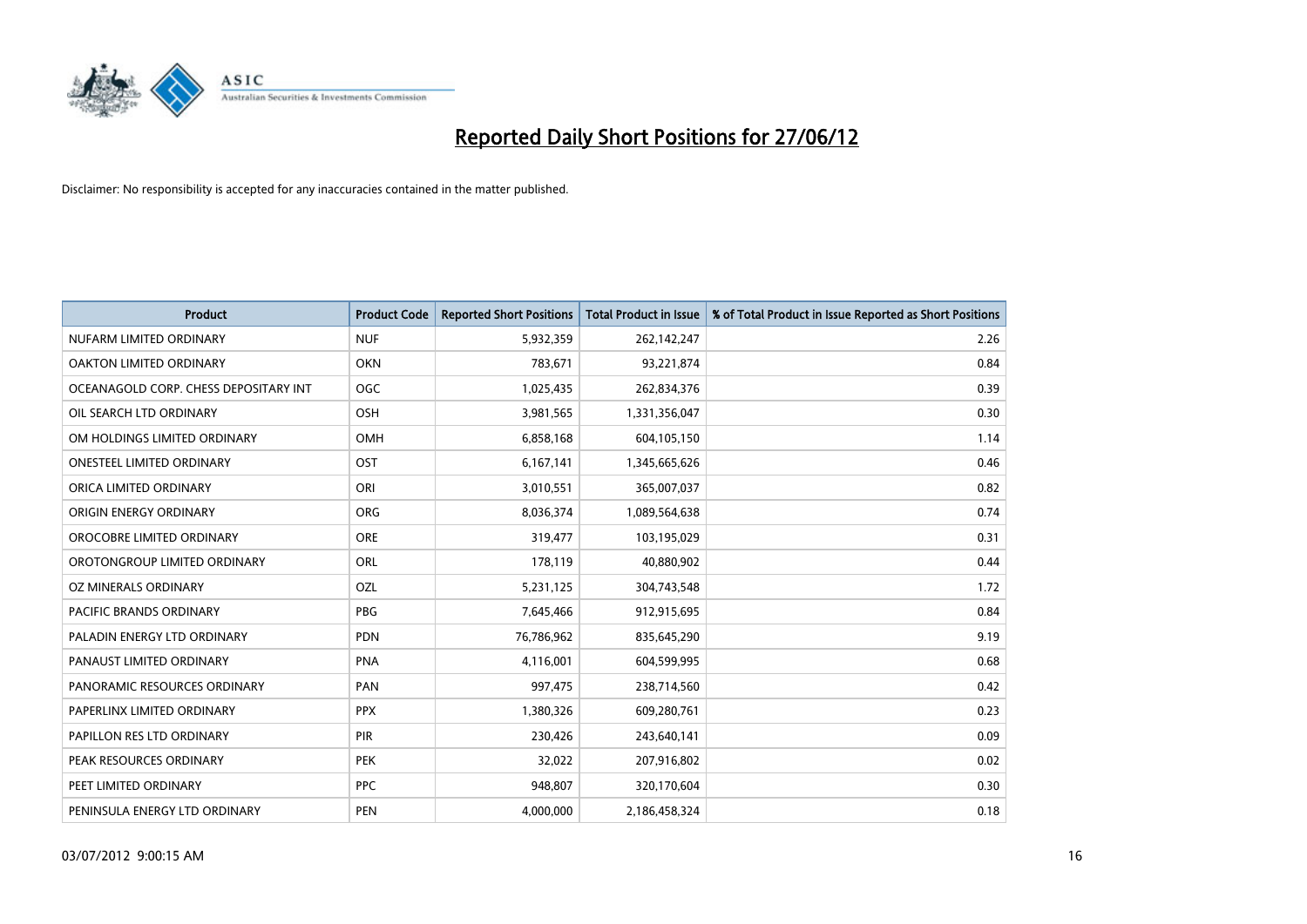# Reported Daily Short Positions for 27/06/12

Disclaimer: No responsibility is accepted for any inaccuracies contained in the matter published.

| Product | Product Code | Reported Short Positions | Total Product in Issue | % of Total Product in Issue Reported as Short Positions |
|---|---|---|---|---|
| NUFARM LIMITED ORDINARY | NUF | 5,932,359 | 262,142,247 | 2.26 |
| OAKTON LIMITED ORDINARY | OKN | 783,671 | 93,221,874 | 0.84 |
| OCEANAGOLD CORP. CHESS DEPOSITARY INT | OGC | 1,025,435 | 262,834,376 | 0.39 |
| OIL SEARCH LTD ORDINARY | OSH | 3,981,565 | 1,331,356,047 | 0.30 |
| OM HOLDINGS LIMITED ORDINARY | OMH | 6,858,168 | 604,105,150 | 1.14 |
| ONESTEEL LIMITED ORDINARY | OST | 6,167,141 | 1,345,665,626 | 0.46 |
| ORICA LIMITED ORDINARY | ORI | 3,010,551 | 365,007,037 | 0.82 |
| ORIGIN ENERGY ORDINARY | ORG | 8,036,374 | 1,089,564,638 | 0.74 |
| OROCOBRE LIMITED ORDINARY | ORE | 319,477 | 103,195,029 | 0.31 |
| OROTONGROUP LIMITED ORDINARY | ORL | 178,119 | 40,880,902 | 0.44 |
| OZ MINERALS ORDINARY | OZL | 5,231,125 | 304,743,548 | 1.72 |
| PACIFIC BRANDS ORDINARY | PBG | 7,645,466 | 912,915,695 | 0.84 |
| PALADIN ENERGY LTD ORDINARY | PDN | 76,786,962 | 835,645,290 | 9.19 |
| PANAUST LIMITED ORDINARY | PNA | 4,116,001 | 604,599,995 | 0.68 |
| PANORAMIC RESOURCES ORDINARY | PAN | 997,475 | 238,714,560 | 0.42 |
| PAPERLINX LIMITED ORDINARY | PPX | 1,380,326 | 609,280,761 | 0.23 |
| PAPILLON RES LTD ORDINARY | PIR | 230,426 | 243,640,141 | 0.09 |
| PEAK RESOURCES ORDINARY | PEK | 32,022 | 207,916,802 | 0.02 |
| PEET LIMITED ORDINARY | PPC | 948,807 | 320,170,604 | 0.30 |
| PENINSULA ENERGY LTD ORDINARY | PEN | 4,000,000 | 2,186,458,324 | 0.18 |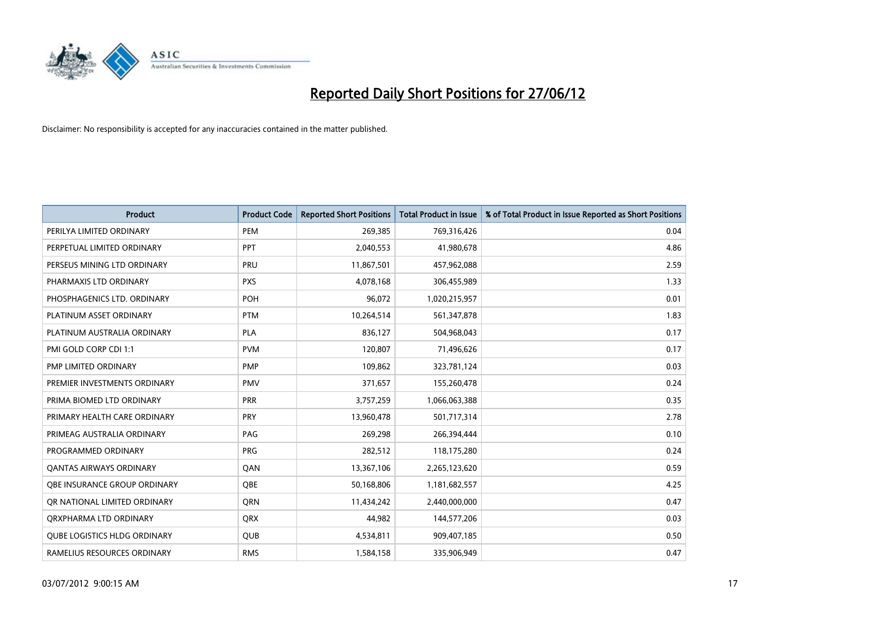# Reported Daily Short Positions for 27/06/12

Disclaimer: No responsibility is accepted for any inaccuracies contained in the matter published.

| Product | Product Code | Reported Short Positions | Total Product in Issue | % of Total Product in Issue Reported as Short Positions |
|---|---|---|---|---|
| PERILYA LIMITED ORDINARY | PEM | 269,385 | 769,316,426 | 0.04 |
| PERPETUAL LIMITED ORDINARY | PPT | 2,040,553 | 41,980,678 | 4.86 |
| PERSEUS MINING LTD ORDINARY | PRU | 11,867,501 | 457,962,088 | 2.59 |
| PHARMAXIS LTD ORDINARY | PXS | 4,078,168 | 306,455,989 | 1.33 |
| PHOSPHAGENICS LTD. ORDINARY | POH | 96,072 | 1,020,215,957 | 0.01 |
| PLATINUM ASSET ORDINARY | PTM | 10,264,514 | 561,347,878 | 1.83 |
| PLATINUM AUSTRALIA ORDINARY | PLA | 836,127 | 504,968,043 | 0.17 |
| PMI GOLD CORP CDI 1:1 | PVM | 120,807 | 71,496,626 | 0.17 |
| PMP LIMITED ORDINARY | PMP | 109,862 | 323,781,124 | 0.03 |
| PREMIER INVESTMENTS ORDINARY | PMV | 371,657 | 155,260,478 | 0.24 |
| PRIMA BIOMED LTD ORDINARY | PRR | 3,757,259 | 1,066,063,388 | 0.35 |
| PRIMARY HEALTH CARE ORDINARY | PRY | 13,960,478 | 501,717,314 | 2.78 |
| PRIMEAG AUSTRALIA ORDINARY | PAG | 269,298 | 266,394,444 | 0.10 |
| PROGRAMMED ORDINARY | PRG | 282,512 | 118,175,280 | 0.24 |
| QANTAS AIRWAYS ORDINARY | QAN | 13,367,106 | 2,265,123,620 | 0.59 |
| QBE INSURANCE GROUP ORDINARY | QBE | 50,168,806 | 1,181,682,557 | 4.25 |
| QR NATIONAL LIMITED ORDINARY | QRN | 11,434,242 | 2,440,000,000 | 0.47 |
| QRXPHARMA LTD ORDINARY | QRX | 44,982 | 144,577,206 | 0.03 |
| QUBE LOGISTICS HLDG ORDINARY | QUB | 4,534,811 | 909,407,185 | 0.50 |
| RAMELIUS RESOURCES ORDINARY | RMS | 1,584,158 | 335,906,949 | 0.47 |

03/07/2012 9:00:15 AM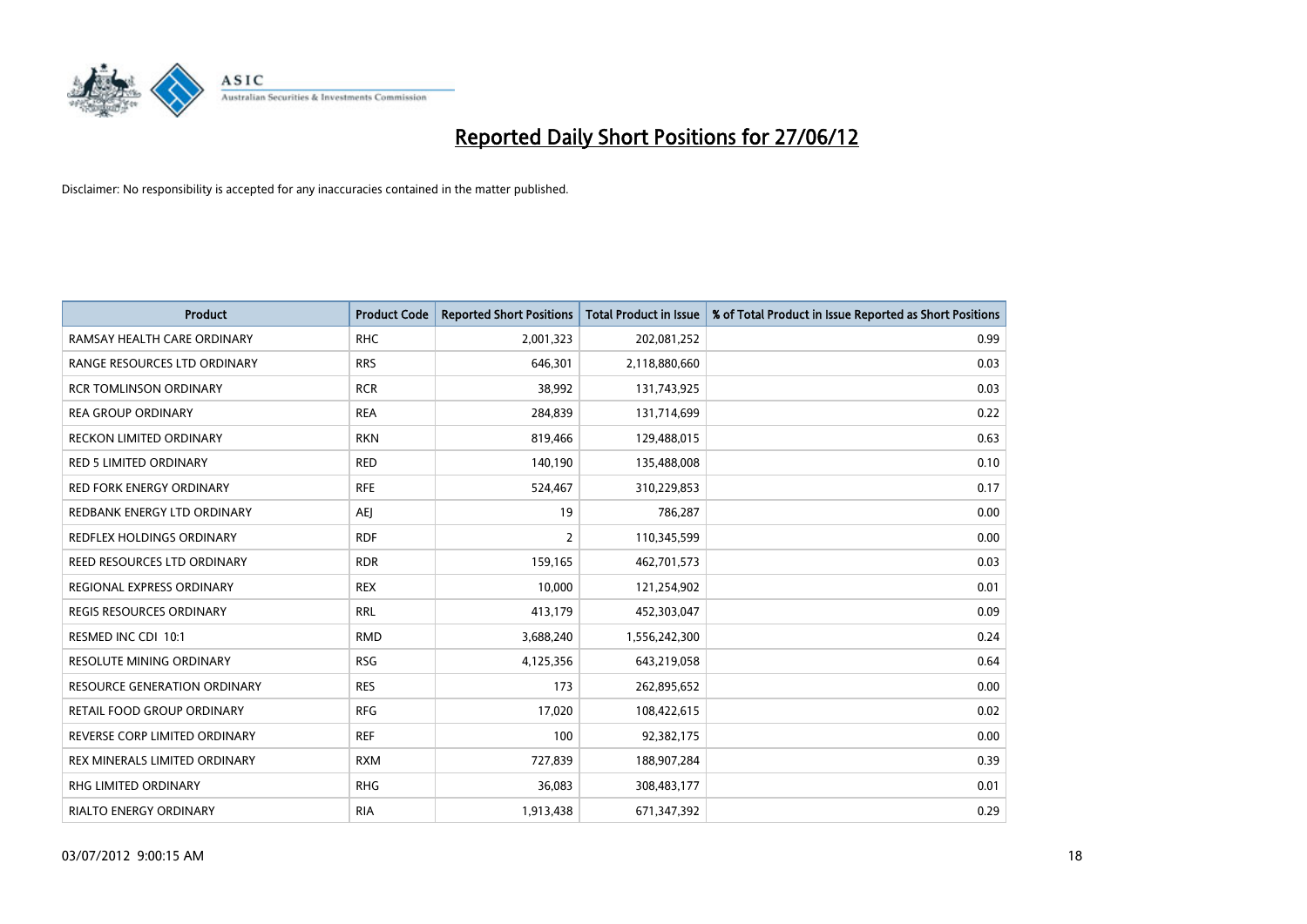# Reported Daily Short Positions for 27/06/12

Disclaimer: No responsibility is accepted for any inaccuracies contained in the matter published.

| Product | Product Code | Reported Short Positions | Total Product in Issue | % of Total Product in Issue Reported as Short Positions |
|---|---|---|---|---|
| RAMSAY HEALTH CARE ORDINARY | RHC | 2,001,323 | 202,081,252 | 0.99 |
| RANGE RESOURCES LTD ORDINARY | RRS | 646,301 | 2,118,880,660 | 0.03 |
| RCR TOMLINSON ORDINARY | RCR | 38,992 | 131,743,925 | 0.03 |
| REA GROUP ORDINARY | REA | 284,839 | 131,714,699 | 0.22 |
| RECKON LIMITED ORDINARY | RKN | 819,466 | 129,488,015 | 0.63 |
| RED 5 LIMITED ORDINARY | RED | 140,190 | 135,488,008 | 0.10 |
| RED FORK ENERGY ORDINARY | RFE | 524,467 | 310,229,853 | 0.17 |
| REDBANK ENERGY LTD ORDINARY | AEJ | 19 | 786,287 | 0.00 |
| REDFLEX HOLDINGS ORDINARY | RDF | 2 | 110,345,599 | 0.00 |
| REED RESOURCES LTD ORDINARY | RDR | 159,165 | 462,701,573 | 0.03 |
| REGIONAL EXPRESS ORDINARY | REX | 10,000 | 121,254,902 | 0.01 |
| REGIS RESOURCES ORDINARY | RRL | 413,179 | 452,303,047 | 0.09 |
| RESMED INC CDI 10:1 | RMD | 3,688,240 | 1,556,242,300 | 0.24 |
| RESOLUTE MINING ORDINARY | RSG | 4,125,356 | 643,219,058 | 0.64 |
| RESOURCE GENERATION ORDINARY | RES | 173 | 262,895,652 | 0.00 |
| RETAIL FOOD GROUP ORDINARY | RFG | 17,020 | 108,422,615 | 0.02 |
| REVERSE CORP LIMITED ORDINARY | REF | 100 | 92,382,175 | 0.00 |
| REX MINERALS LIMITED ORDINARY | RXM | 727,839 | 188,907,284 | 0.39 |
| RHG LIMITED ORDINARY | RHG | 36,083 | 308,483,177 | 0.01 |
| RIALTO ENERGY ORDINARY | RIA | 1,913,438 | 671,347,392 | 0.29 |

03/07/2012 9:00:15 AM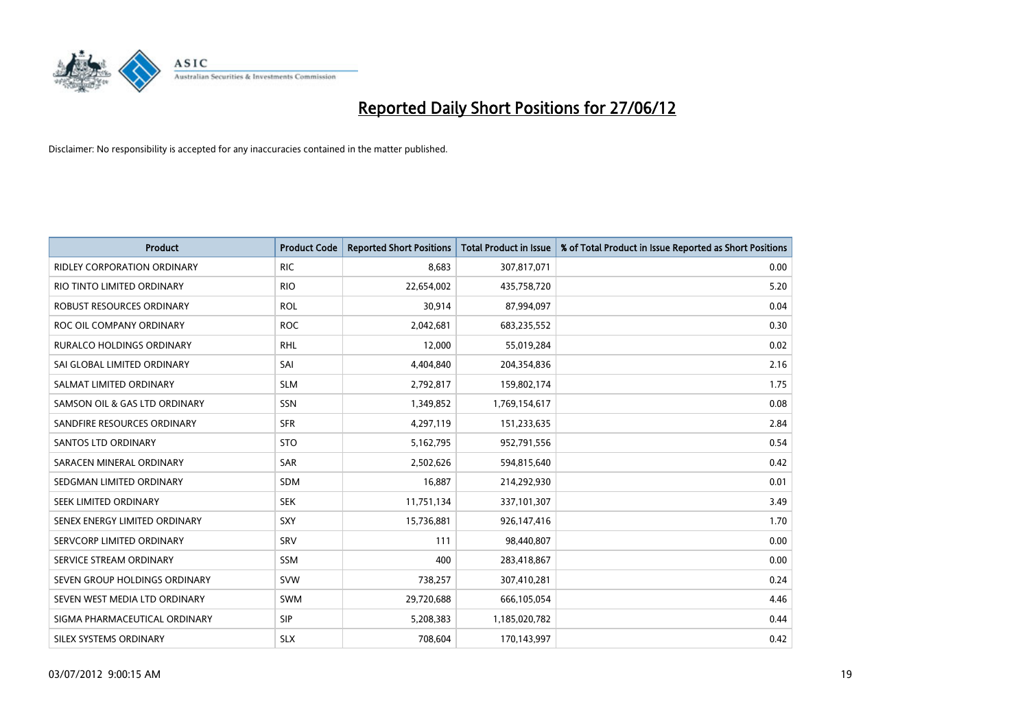# Reported Daily Short Positions for 27/06/12

Disclaimer: No responsibility is accepted for any inaccuracies contained in the matter published.

| Product | Product Code | Reported Short Positions | Total Product in Issue | % of Total Product in Issue Reported as Short Positions |
|---|---|---|---|---|
| RIDLEY CORPORATION ORDINARY | RIC | 8,683 | 307,817,071 | 0.00 |
| RIO TINTO LIMITED ORDINARY | RIO | 22,654,002 | 435,758,720 | 5.20 |
| ROBUST RESOURCES ORDINARY | ROL | 30,914 | 87,994,097 | 0.04 |
| ROC OIL COMPANY ORDINARY | ROC | 2,042,681 | 683,235,552 | 0.30 |
| RURALCO HOLDINGS ORDINARY | RHL | 12,000 | 55,019,284 | 0.02 |
| SAI GLOBAL LIMITED ORDINARY | SAI | 4,404,840 | 204,354,836 | 2.16 |
| SALMAT LIMITED ORDINARY | SLM | 2,792,817 | 159,802,174 | 1.75 |
| SAMSON OIL & GAS LTD ORDINARY | SSN | 1,349,852 | 1,769,154,617 | 0.08 |
| SANDFIRE RESOURCES ORDINARY | SFR | 4,297,119 | 151,233,635 | 2.84 |
| SANTOS LTD ORDINARY | STO | 5,162,795 | 952,791,556 | 0.54 |
| SARACEN MINERAL ORDINARY | SAR | 2,502,626 | 594,815,640 | 0.42 |
| SEDGMAN LIMITED ORDINARY | SDM | 16,887 | 214,292,930 | 0.01 |
| SEEK LIMITED ORDINARY | SEK | 11,751,134 | 337,101,307 | 3.49 |
| SENEX ENERGY LIMITED ORDINARY | SXY | 15,736,881 | 926,147,416 | 1.70 |
| SERVCORP LIMITED ORDINARY | SRV | 111 | 98,440,807 | 0.00 |
| SERVICE STREAM ORDINARY | SSM | 400 | 283,418,867 | 0.00 |
| SEVEN GROUP HOLDINGS ORDINARY | SVW | 738,257 | 307,410,281 | 0.24 |
| SEVEN WEST MEDIA LTD ORDINARY | SWM | 29,720,688 | 666,105,054 | 4.46 |
| SIGMA PHARMACEUTICAL ORDINARY | SIP | 5,208,383 | 1,185,020,782 | 0.44 |
| SILEX SYSTEMS ORDINARY | SLX | 708,604 | 170,143,997 | 0.42 |

03/07/2012 9:00:15 AM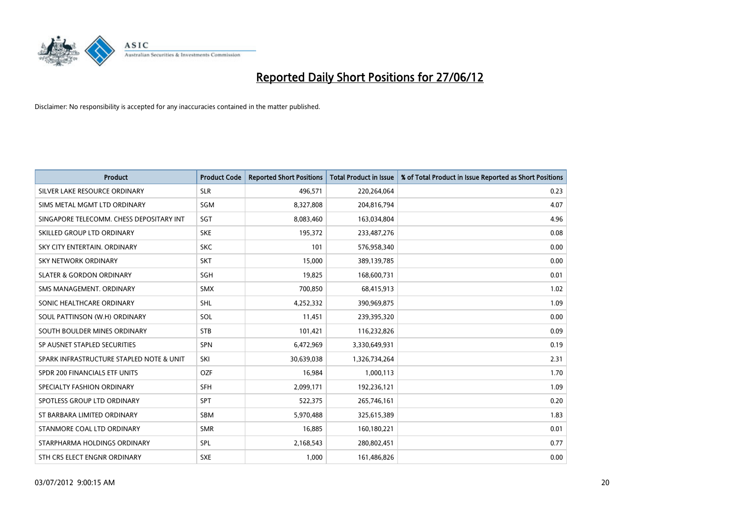# Reported Daily Short Positions for 27/06/12

Disclaimer: No responsibility is accepted for any inaccuracies contained in the matter published.

| Product | Product Code | Reported Short Positions | Total Product in Issue | % of Total Product in Issue Reported as Short Positions |
|---|---|---|---|---|
| SILVER LAKE RESOURCE ORDINARY | SLR | 496,571 | 220,264,064 | 0.23 |
| SIMS METAL MGMT LTD ORDINARY | SGM | 8,327,808 | 204,816,794 | 4.07 |
| SINGAPORE TELECOMM. CHESS DEPOSITARY INT | SGT | 8,083,460 | 163,034,804 | 4.96 |
| SKILLED GROUP LTD ORDINARY | SKE | 195,372 | 233,487,276 | 0.08 |
| SKY CITY ENTERTAIN. ORDINARY | SKC | 101 | 576,958,340 | 0.00 |
| SKY NETWORK ORDINARY | SKT | 15,000 | 389,139,785 | 0.00 |
| SLATER & GORDON ORDINARY | SGH | 19,825 | 168,600,731 | 0.01 |
| SMS MANAGEMENT. ORDINARY | SMX | 700,850 | 68,415,913 | 1.02 |
| SONIC HEALTHCARE ORDINARY | SHL | 4,252,332 | 390,969,875 | 1.09 |
| SOUL PATTINSON (W.H) ORDINARY | SOL | 11,451 | 239,395,320 | 0.00 |
| SOUTH BOULDER MINES ORDINARY | STB | 101,421 | 116,232,826 | 0.09 |
| SP AUSNET STAPLED SECURITIES | SPN | 6,472,969 | 3,330,649,931 | 0.19 |
| SPARK INFRASTRUCTURE STAPLED NOTE & UNIT | SKI | 30,639,038 | 1,326,734,264 | 2.31 |
| SPDR 200 FINANCIALS ETF UNITS | OZF | 16,984 | 1,000,113 | 1.70 |
| SPECIALTY FASHION ORDINARY | SFH | 2,099,171 | 192,236,121 | 1.09 |
| SPOTLESS GROUP LTD ORDINARY | SPT | 522,375 | 265,746,161 | 0.20 |
| ST BARBARA LIMITED ORDINARY | SBM | 5,970,488 | 325,615,389 | 1.83 |
| STANMORE COAL LTD ORDINARY | SMR | 16,885 | 160,180,221 | 0.01 |
| STARPHARMA HOLDINGS ORDINARY | SPL | 2,168,543 | 280,802,451 | 0.77 |
| STH CRS ELECT ENGNR ORDINARY | SXE | 1,000 | 161,486,826 | 0.00 |

03/07/2012 9:00:15 AM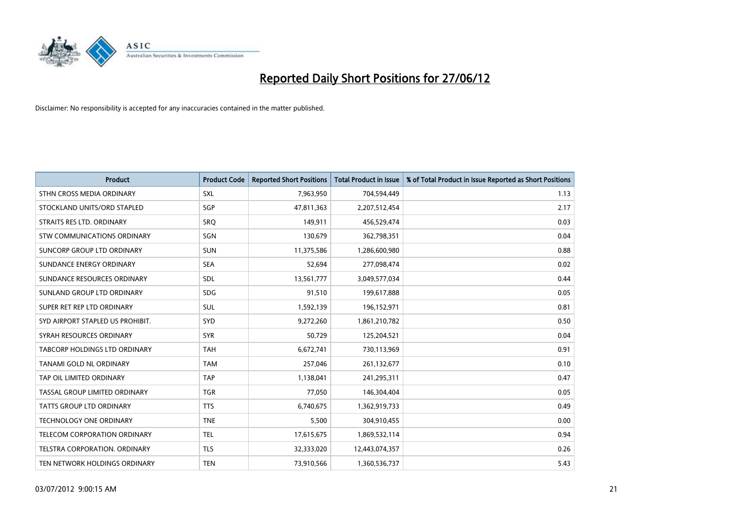# Reported Daily Short Positions for 27/06/12

Disclaimer: No responsibility is accepted for any inaccuracies contained in the matter published.

| Product | Product Code | Reported Short Positions | Total Product in Issue | % of Total Product in Issue Reported as Short Positions |
|---|---|---|---|---|
| STHN CROSS MEDIA ORDINARY | SXL | 7,963,950 | 704,594,449 | 1.13 |
| STOCKLAND UNITS/ORD STAPLED | SGP | 47,811,363 | 2,207,512,454 | 2.17 |
| STRAITS RES LTD. ORDINARY | SRQ | 149,911 | 456,529,474 | 0.03 |
| STW COMMUNICATIONS ORDINARY | SGN | 130,679 | 362,798,351 | 0.04 |
| SUNCORP GROUP LTD ORDINARY | SUN | 11,375,586 | 1,286,600,980 | 0.88 |
| SUNDANCE ENERGY ORDINARY | SEA | 52,694 | 277,098,474 | 0.02 |
| SUNDANCE RESOURCES ORDINARY | SDL | 13,561,777 | 3,049,577,034 | 0.44 |
| SUNLAND GROUP LTD ORDINARY | SDG | 91,510 | 199,617,888 | 0.05 |
| SUPER RET REP LTD ORDINARY | SUL | 1,592,139 | 196,152,971 | 0.81 |
| SYD AIRPORT STAPLED US PROHIBIT. | SYD | 9,272,260 | 1,861,210,782 | 0.50 |
| SYRAH RESOURCES ORDINARY | SYR | 50,729 | 125,204,521 | 0.04 |
| TABCORP HOLDINGS LTD ORDINARY | TAH | 6,672,741 | 730,113,969 | 0.91 |
| TANAMI GOLD NL ORDINARY | TAM | 257,046 | 261,132,677 | 0.10 |
| TAP OIL LIMITED ORDINARY | TAP | 1,138,041 | 241,295,311 | 0.47 |
| TASSAL GROUP LIMITED ORDINARY | TGR | 77,050 | 146,304,404 | 0.05 |
| TATTS GROUP LTD ORDINARY | TTS | 6,740,675 | 1,362,919,733 | 0.49 |
| TECHNOLOGY ONE ORDINARY | TNE | 5,500 | 304,910,455 | 0.00 |
| TELECOM CORPORATION ORDINARY | TEL | 17,615,675 | 1,869,532,114 | 0.94 |
| TELSTRA CORPORATION. ORDINARY | TLS | 32,333,020 | 12,443,074,357 | 0.26 |
| TEN NETWORK HOLDINGS ORDINARY | TEN | 73,910,566 | 1,360,536,737 | 5.43 |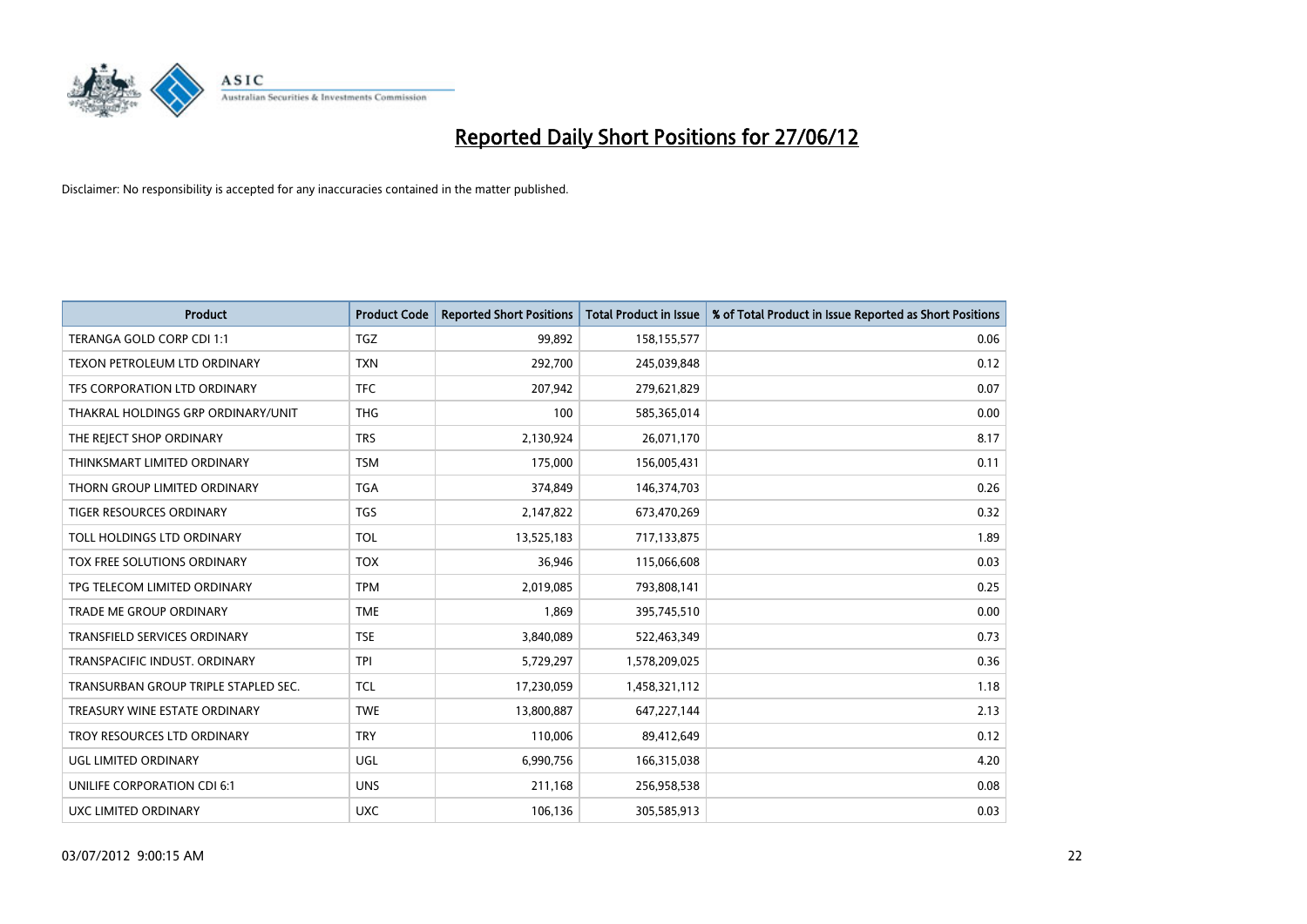# Reported Daily Short Positions for 27/06/12

Disclaimer: No responsibility is accepted for any inaccuracies contained in the matter published.

| Product | Product Code | Reported Short Positions | Total Product in Issue | % of Total Product in Issue Reported as Short Positions |
|---|---|---|---|---|
| TERANGA GOLD CORP CDI 1:1 | TGZ | 99,892 | 158,155,577 | 0.06 |
| TEXON PETROLEUM LTD ORDINARY | TXN | 292,700 | 245,039,848 | 0.12 |
| TFS CORPORATION LTD ORDINARY | TFC | 207,942 | 279,621,829 | 0.07 |
| THAKRAL HOLDINGS GRP ORDINARY/UNIT | THG | 100 | 585,365,014 | 0.00 |
| THE REJECT SHOP ORDINARY | TRS | 2,130,924 | 26,071,170 | 8.17 |
| THINKSMART LIMITED ORDINARY | TSM | 175,000 | 156,005,431 | 0.11 |
| THORN GROUP LIMITED ORDINARY | TGA | 374,849 | 146,374,703 | 0.26 |
| TIGER RESOURCES ORDINARY | TGS | 2,147,822 | 673,470,269 | 0.32 |
| TOLL HOLDINGS LTD ORDINARY | TOL | 13,525,183 | 717,133,875 | 1.89 |
| TOX FREE SOLUTIONS ORDINARY | TOX | 36,946 | 115,066,608 | 0.03 |
| TPG TELECOM LIMITED ORDINARY | TPM | 2,019,085 | 793,808,141 | 0.25 |
| TRADE ME GROUP ORDINARY | TME | 1,869 | 395,745,510 | 0.00 |
| TRANSFIELD SERVICES ORDINARY | TSE | 3,840,089 | 522,463,349 | 0.73 |
| TRANSPACIFIC INDUST. ORDINARY | TPI | 5,729,297 | 1,578,209,025 | 0.36 |
| TRANSURBAN GROUP TRIPLE STAPLED SEC. | TCL | 17,230,059 | 1,458,321,112 | 1.18 |
| TREASURY WINE ESTATE ORDINARY | TWE | 13,800,887 | 647,227,144 | 2.13 |
| TROY RESOURCES LTD ORDINARY | TRY | 110,006 | 89,412,649 | 0.12 |
| UGL LIMITED ORDINARY | UGL | 6,990,756 | 166,315,038 | 4.20 |
| UNILIFE CORPORATION CDI 6:1 | UNS | 211,168 | 256,958,538 | 0.08 |
| UXC LIMITED ORDINARY | UXC | 106,136 | 305,585,913 | 0.03 |

03/07/2012 9:00:15 AM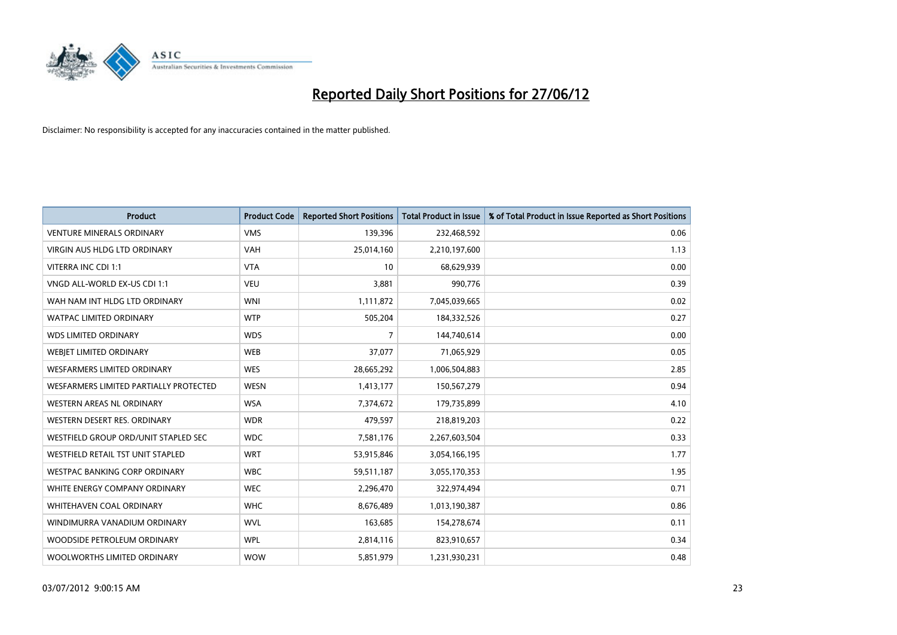# Reported Daily Short Positions for 27/06/12

Disclaimer: No responsibility is accepted for any inaccuracies contained in the matter published.

| Product | Product Code | Reported Short Positions | Total Product in Issue | % of Total Product in Issue Reported as Short Positions |
|---|---|---|---|---|
| VENTURE MINERALS ORDINARY | VMS | 139,396 | 232,468,592 | 0.06 |
| VIRGIN AUS HLDG LTD ORDINARY | VAH | 25,014,160 | 2,210,197,600 | 1.13 |
| VITERRA INC CDI 1:1 | VTA | 10 | 68,629,939 | 0.00 |
| VNGD ALL-WORLD EX-US CDI 1:1 | VEU | 3,881 | 990,776 | 0.39 |
| WAH NAM INT HLDG LTD ORDINARY | WNI | 1,111,872 | 7,045,039,665 | 0.02 |
| WATPAC LIMITED ORDINARY | WTP | 505,204 | 184,332,526 | 0.27 |
| WDS LIMITED ORDINARY | WDS | 7 | 144,740,614 | 0.00 |
| WEBJET LIMITED ORDINARY | WEB | 37,077 | 71,065,929 | 0.05 |
| WESFARMERS LIMITED ORDINARY | WES | 28,665,292 | 1,006,504,883 | 2.85 |
| WESFARMERS LIMITED PARTIALLY PROTECTED | WESN | 1,413,177 | 150,567,279 | 0.94 |
| WESTERN AREAS NL ORDINARY | WSA | 7,374,672 | 179,735,899 | 4.10 |
| WESTERN DESERT RES. ORDINARY | WDR | 479,597 | 218,819,203 | 0.22 |
| WESTFIELD GROUP ORD/UNIT STAPLED SEC | WDC | 7,581,176 | 2,267,603,504 | 0.33 |
| WESTFIELD RETAIL TST UNIT STAPLED | WRT | 53,915,846 | 3,054,166,195 | 1.77 |
| WESTPAC BANKING CORP ORDINARY | WBC | 59,511,187 | 3,055,170,353 | 1.95 |
| WHITE ENERGY COMPANY ORDINARY | WEC | 2,296,470 | 322,974,494 | 0.71 |
| WHITEHAVEN COAL ORDINARY | WHC | 8,676,489 | 1,013,190,387 | 0.86 |
| WINDIMURRA VANADIUM ORDINARY | WVL | 163,685 | 154,278,674 | 0.11 |
| WOODSIDE PETROLEUM ORDINARY | WPL | 2,814,116 | 823,910,657 | 0.34 |
| WOOLWORTHS LIMITED ORDINARY | WOW | 5,851,979 | 1,231,930,231 | 0.48 |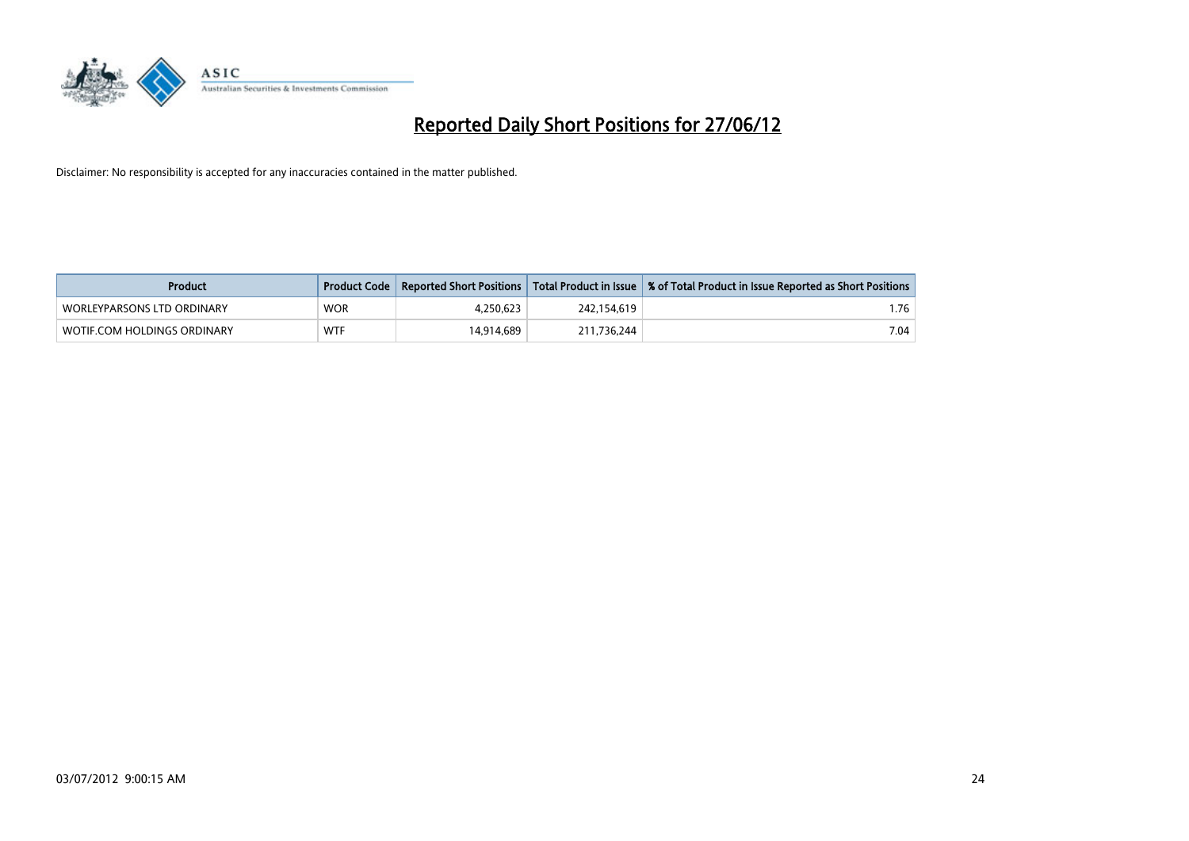# Reported Daily Short Positions for 27/06/12

Disclaimer: No responsibility is accepted for any inaccuracies contained in the matter published.

| Product | Product Code | Reported Short Positions | Total Product in Issue | % of Total Product in Issue Reported as Short Positions |
|---|---|---|---|---|
| WORLEYPARSONS LTD ORDINARY | WOR | 4,250,623 | 242,154,619 | 1.76 |
| WOTIF.COM HOLDINGS ORDINARY | WTF | 14,914,689 | 211,736,244 | 7.04 |

03/07/2012 9:00:15 AM